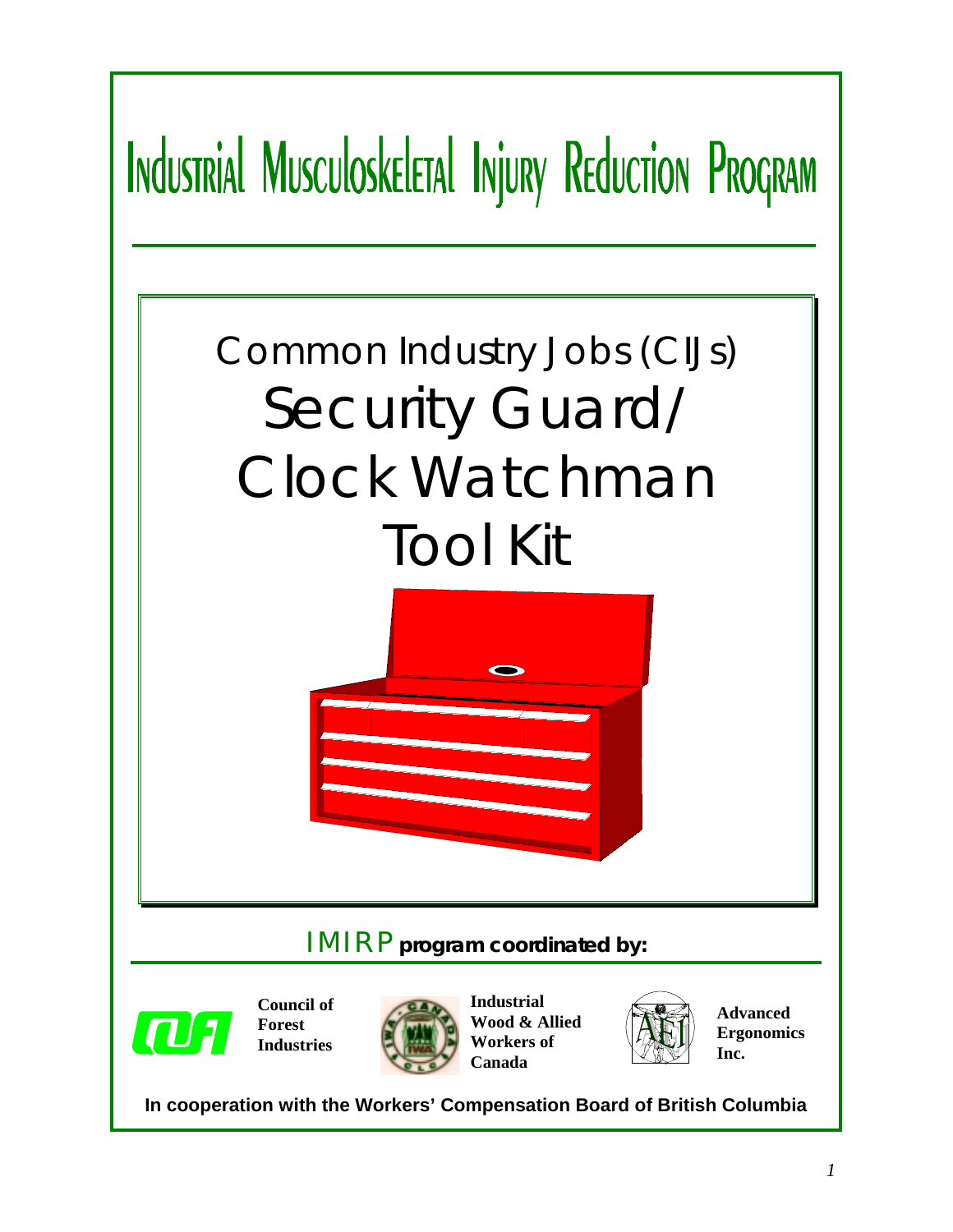# Industrial Musculoskeletal Injury Reduction Program

## Common Industry Jobs (CIJs)

# Security Guard/ Clock Watchman Tool Kit

IMIRP **program coordinated by:**

**Council of Forest Industries**

**Industrial Wood & Allied Workers of Canada**

**Advanced Ergonomics Inc.**

**In cooperation with the Workers' Compensation Board of British Columbia**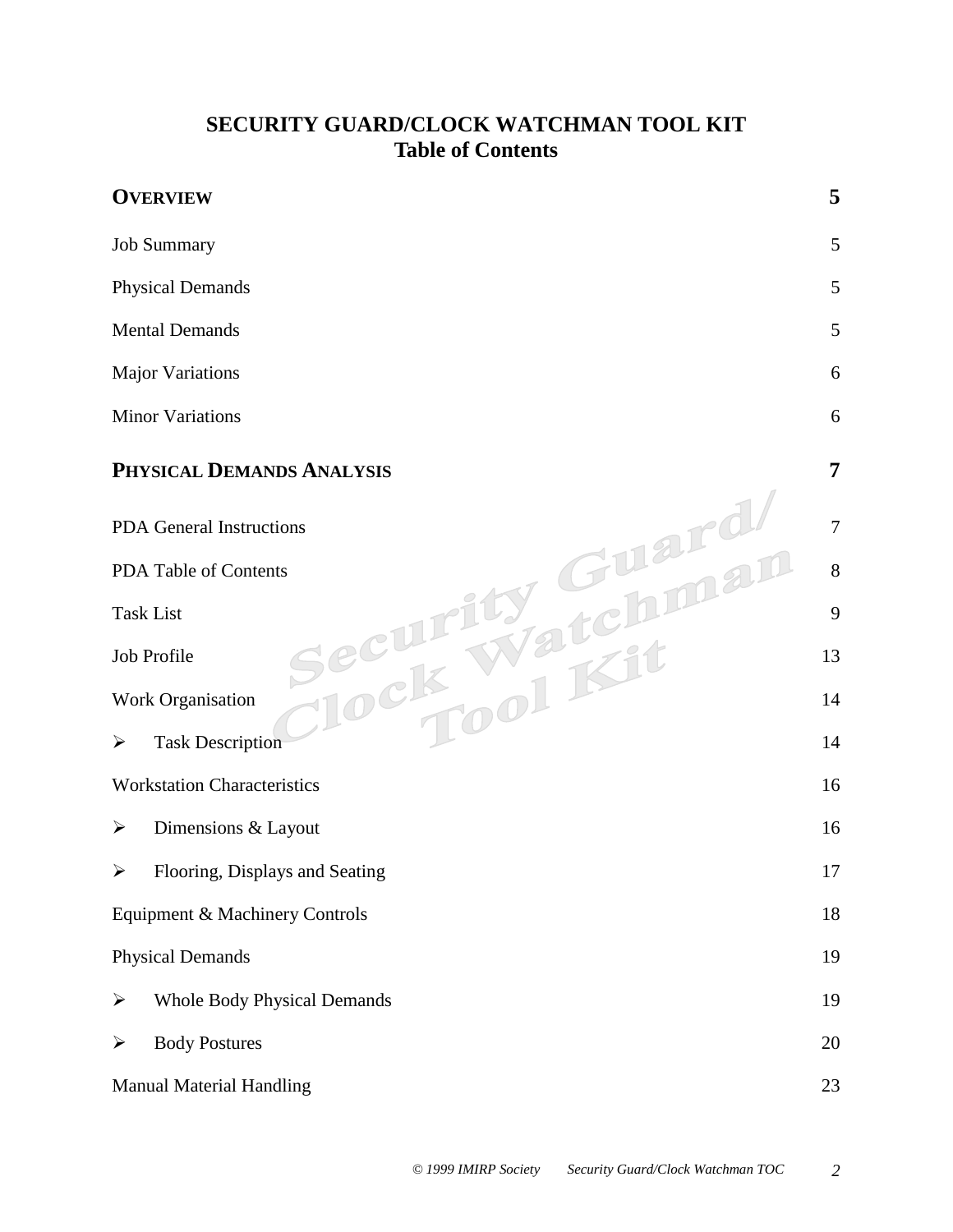# SECURITY GUARD/CLOCK WATCHMAN TOOL KIT
## Table of Contents

| | |
|---|---|
| **OVERVIEW** | **5** |
| Job Summary | 5 |
| Physical Demands | 5 |
| Mental Demands | 5 |
| Major Variations | 6 |
| Minor Variations | 6 |
| **PHYSICAL DEMANDS ANALYSIS** | **7** |
| PDA General Instructions | 7 |
| PDA Table of Contents | 8 |
| Task List | 9 |
| Job Profile | 13 |
| Work Organisation | 14 |
| ➢ Task Description | 14 |
| Workstation Characteristics | 16 |
| ➢ Dimensions & Layout | 16 |
| ➢ Flooring, Displays and Seating | 17 |
| Equipment & Machinery Controls | 18 |
| Physical Demands | 19 |
| ➢ Whole Body Physical Demands | 19 |
| ➢ Body Postures | 20 |
| Manual Material Handling | 23 |

*© 1999 IMIRP Society Security Guard/Clock Watchman TOC*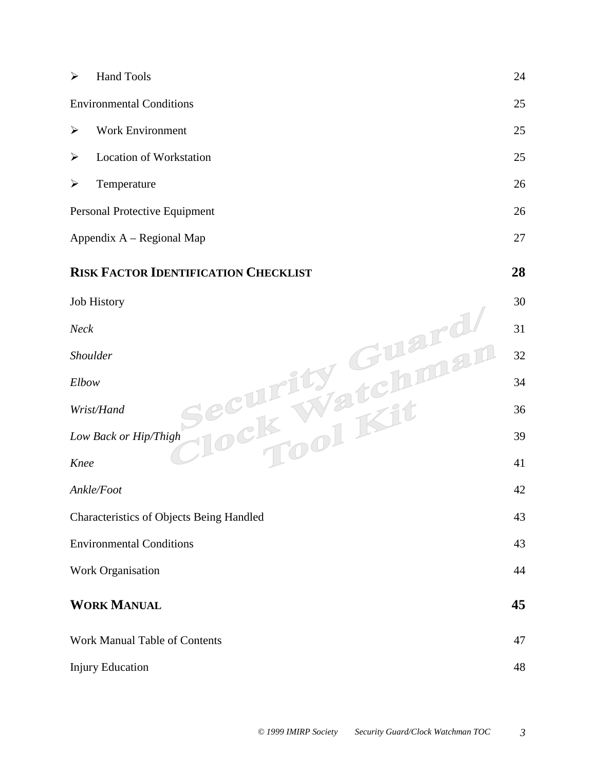- Hand Tools 24

Environmental Conditions 25

- Work Environment 25
- Location of Workstation 25
- Temperature 26

Personal Protective Equipment 26

Appendix A – Regional Map 27

**RISK FACTOR IDENTIFICATION CHECKLIST** **28**

Job History 30

*Neck* 31

*Shoulder* 32

*Elbow* 34

*Wrist/Hand* 36

*Low Back or Hip/Thigh* 39

*Knee* 41

*Ankle/Foot* 42

Characteristics of Objects Being Handled 43

Environmental Conditions 43

Work Organisation 44

**WORK MANUAL** **45**

Work Manual Table of Contents 47

Injury Education 48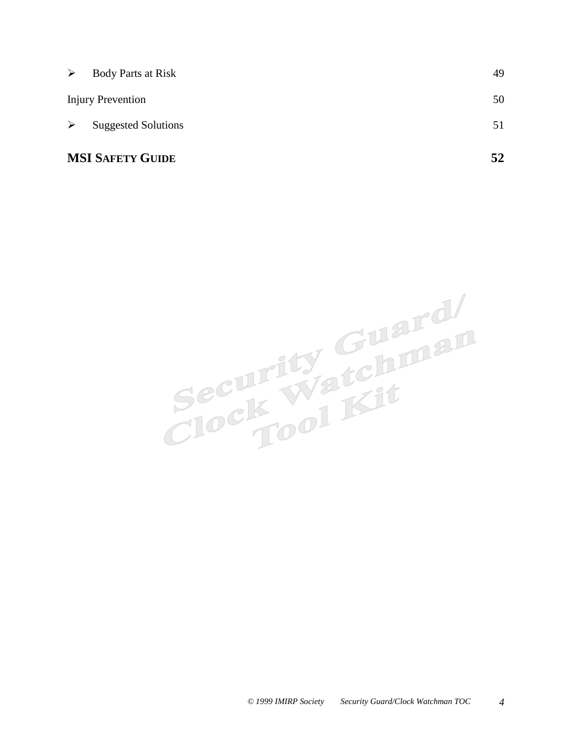- Body Parts at Risk 49

Injury Prevention 50

- Suggested Solutions 51

**MSI SAFETY GUIDE** **52**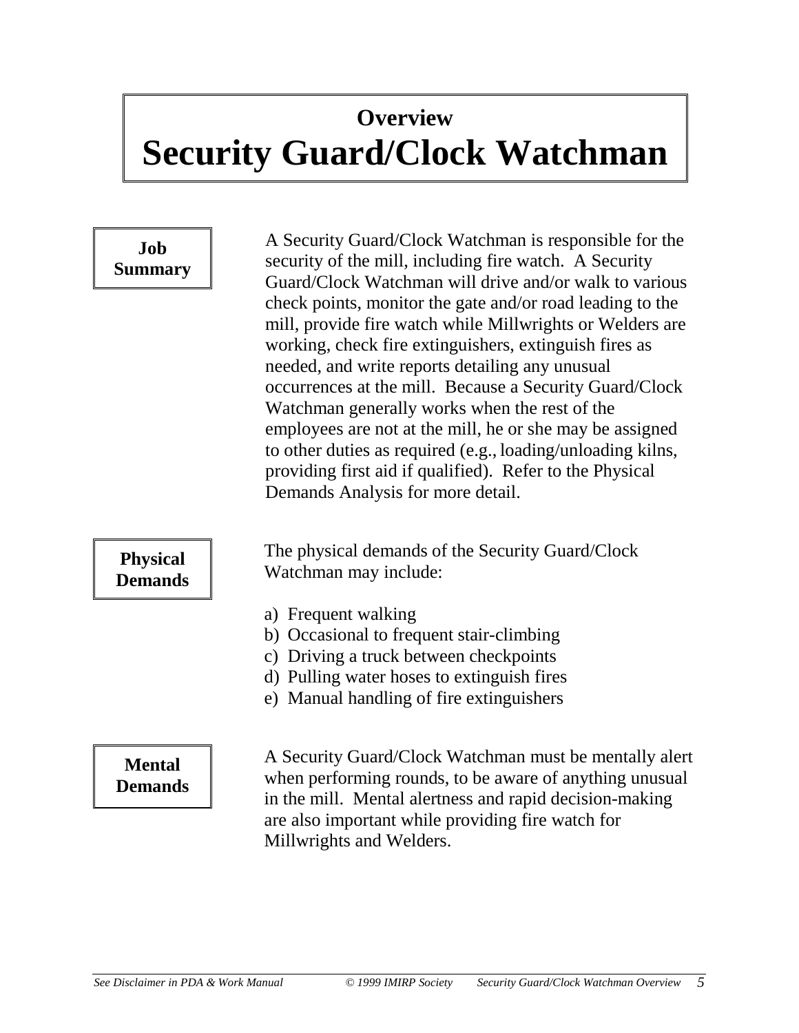# Overview
# Security Guard/Clock Watchman

## Job Summary

A Security Guard/Clock Watchman is responsible for the security of the mill, including fire watch. A Security Guard/Clock Watchman will drive and/or walk to various check points, monitor the gate and/or road leading to the mill, provide fire watch while Millwrights or Welders are working, check fire extinguishers, extinguish fires as needed, and write reports detailing any unusual occurrences at the mill. Because a Security Guard/Clock Watchman generally works when the rest of the employees are not at the mill, he or she may be assigned to other duties as required (e.g., loading/unloading kilns, providing first aid if qualified). Refer to the Physical Demands Analysis for more detail.

## Physical Demands

The physical demands of the Security Guard/Clock Watchman may include:

a) Frequent walking
b) Occasional to frequent stair-climbing
c) Driving a truck between checkpoints
d) Pulling water hoses to extinguish fires
e) Manual handling of fire extinguishers

## Mental Demands

A Security Guard/Clock Watchman must be mentally alert when performing rounds, to be aware of anything unusual in the mill. Mental alertness and rapid decision-making are also important while providing fire watch for Millwrights and Welders.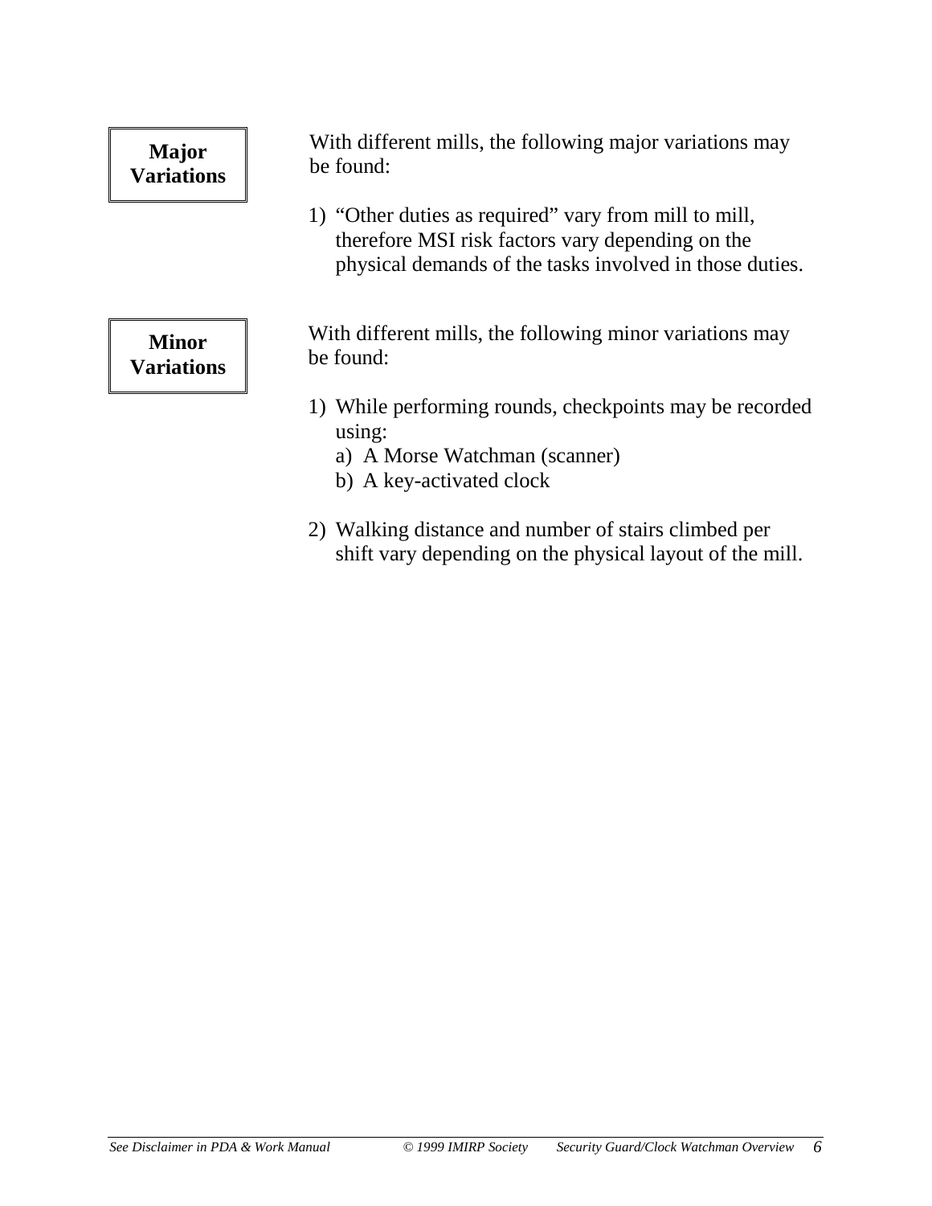## Major Variations

With different mills, the following major variations may be found:

1) "Other duties as required" vary from mill to mill, therefore MSI risk factors vary depending on the physical demands of the tasks involved in those duties.

## Minor Variations

With different mills, the following minor variations may be found:

1) While performing rounds, checkpoints may be recorded using:
   a) A Morse Watchman (scanner)
   b) A key-activated clock

2) Walking distance and number of stairs climbed per shift vary depending on the physical layout of the mill.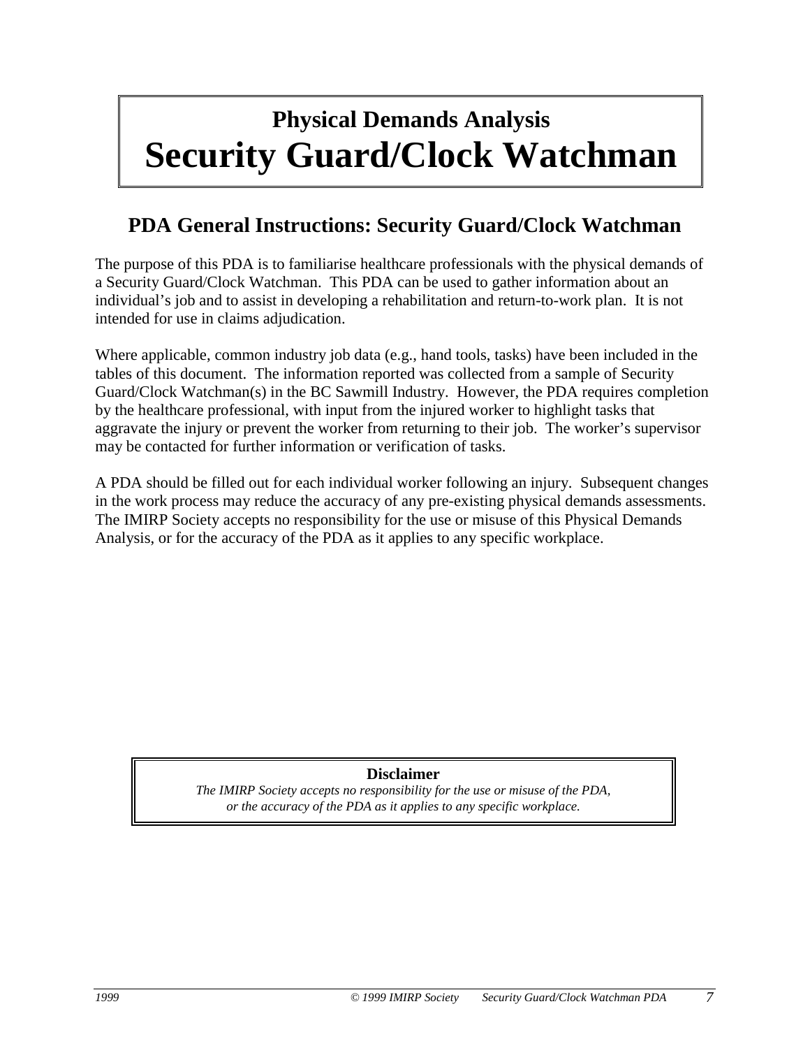# Physical Demands Analysis
# Security Guard/Clock Watchman

## PDA General Instructions: Security Guard/Clock Watchman

The purpose of this PDA is to familiarise healthcare professionals with the physical demands of a Security Guard/Clock Watchman. This PDA can be used to gather information about an individual's job and to assist in developing a rehabilitation and return-to-work plan. It is not intended for use in claims adjudication.

Where applicable, common industry job data (e.g., hand tools, tasks) have been included in the tables of this document. The information reported was collected from a sample of Security Guard/Clock Watchman(s) in the BC Sawmill Industry. However, the PDA requires completion by the healthcare professional, with input from the injured worker to highlight tasks that aggravate the injury or prevent the worker from returning to their job. The worker's supervisor may be contacted for further information or verification of tasks.

A PDA should be filled out for each individual worker following an injury. Subsequent changes in the work process may reduce the accuracy of any pre-existing physical demands assessments. The IMIRP Society accepts no responsibility for the use or misuse of this Physical Demands Analysis, or for the accuracy of the PDA as it applies to any specific workplace.

**Disclaimer**

*The IMIRP Society accepts no responsibility for the use or misuse of the PDA, or the accuracy of the PDA as it applies to any specific workplace.*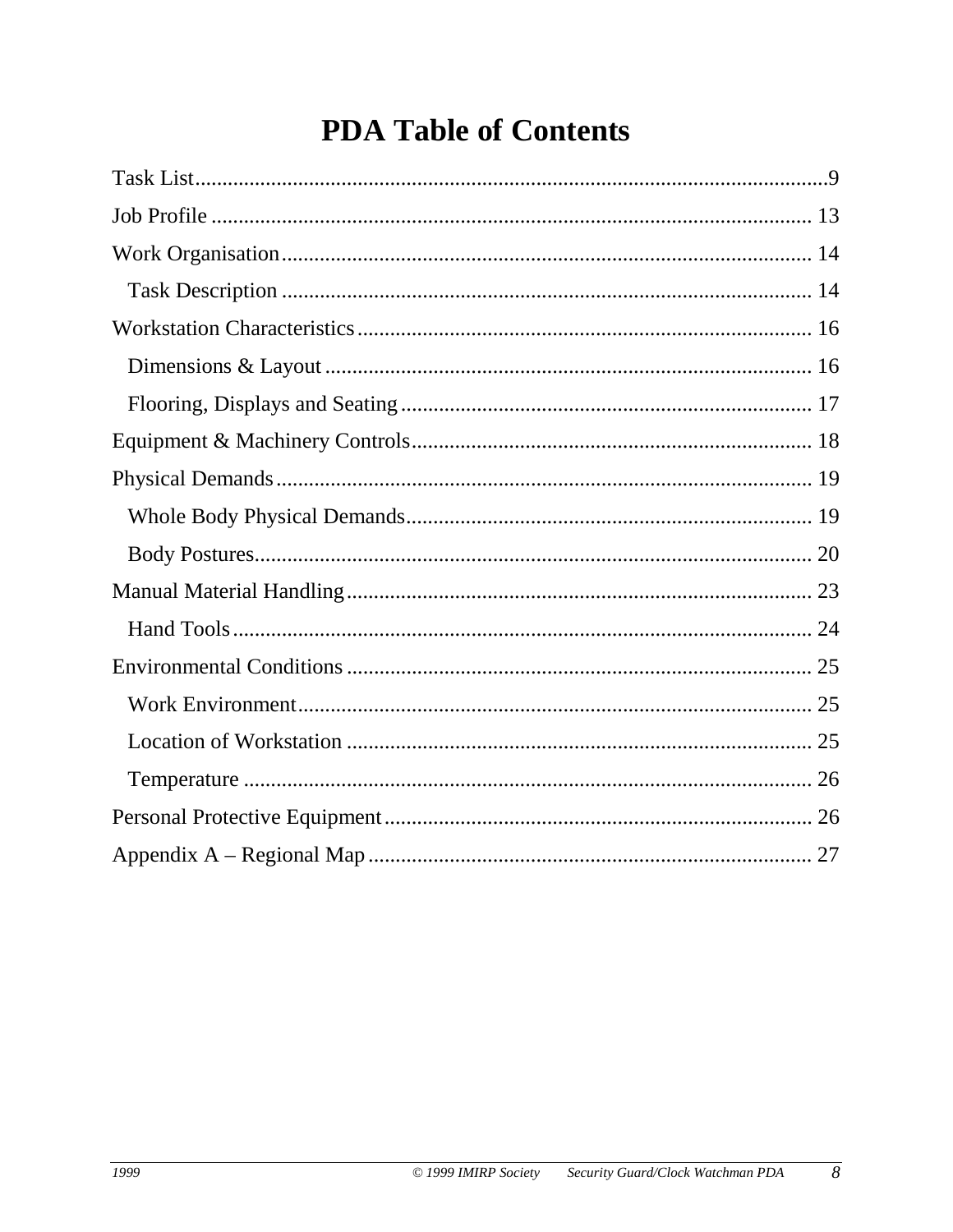# PDA Table of Contents

Task List....................................................................................................................9

Job Profile ............................................................................................................... 13

Work Organisation.................................................................................................. 14

  Task Description .................................................................................................. 14

Workstation Characteristics.................................................................................... 16

  Dimensions & Layout .......................................................................................... 16

  Flooring, Displays and Seating ............................................................................ 17

Equipment & Machinery Controls.......................................................................... 18

Physical Demands................................................................................................... 19

  Whole Body Physical Demands........................................................................... 19

  Body Postures....................................................................................................... 20

Manual Material Handling...................................................................................... 23

  Hand Tools........................................................................................................... 24

Environmental Conditions ...................................................................................... 25

  Work Environment............................................................................................... 25

  Location of Workstation ...................................................................................... 25

  Temperature ......................................................................................................... 26

Personal Protective Equipment............................................................................... 26

Appendix A – Regional Map.................................................................................. 27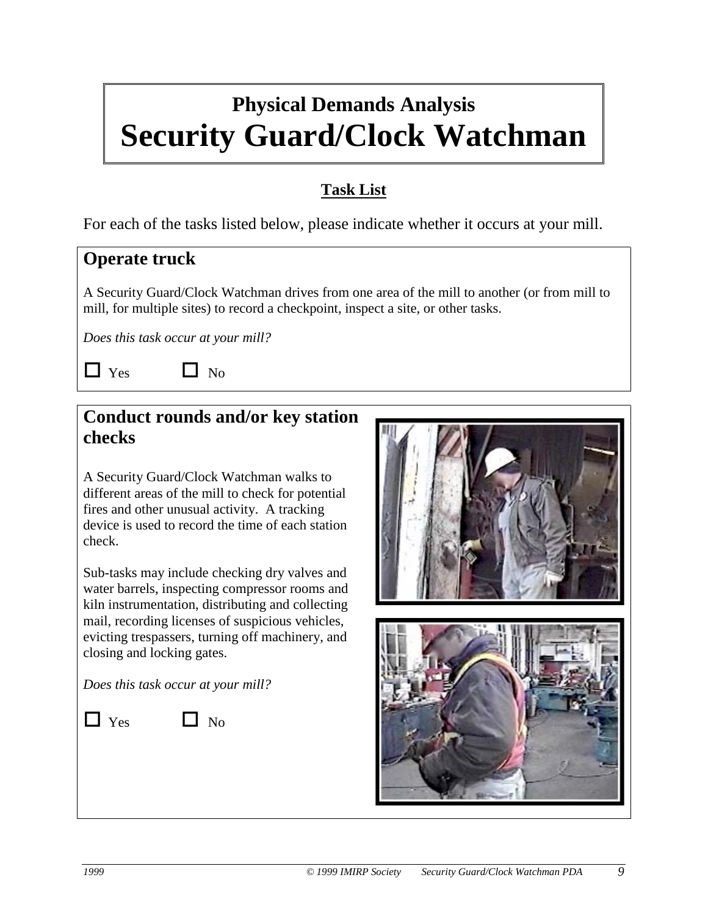# Physical Demands Analysis
# Security Guard/Clock Watchman

## Task List

For each of the tasks listed below, please indicate whether it occurs at your mill.

### Operate truck

A Security Guard/Clock Watchman drives from one area of the mill to another (or from mill to mill, for multiple sites) to record a checkpoint, inspect a site, or other tasks.

*Does this task occur at your mill?*

☐ Yes ☐ No

### Conduct rounds and/or key station checks

A Security Guard/Clock Watchman walks to different areas of the mill to check for potential fires and other unusual activity. A tracking device is used to record the time of each station check.

Sub-tasks may include checking dry valves and water barrels, inspecting compressor rooms and kiln instrumentation, distributing and collecting mail, recording licenses of suspicious vehicles, evicting trespassers, turning off machinery, and closing and locking gates.

*Does this task occur at your mill?*

☐ Yes ☐ No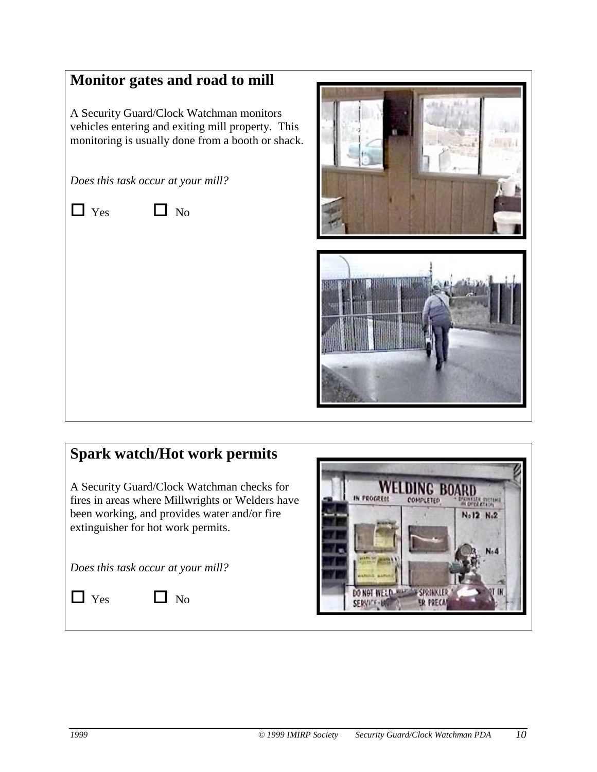## Monitor gates and road to mill

A Security Guard/Clock Watchman monitors vehicles entering and exiting mill property. This monitoring is usually done from a booth or shack.

*Does this task occur at your mill?*

☐ Yes ☐ No

## Spark watch/Hot work permits

A Security Guard/Clock Watchman checks for fires in areas where Millwrights or Welders have been working, and provides water and/or fire extinguisher for hot work permits.

*Does this task occur at your mill?*

☐ Yes ☐ No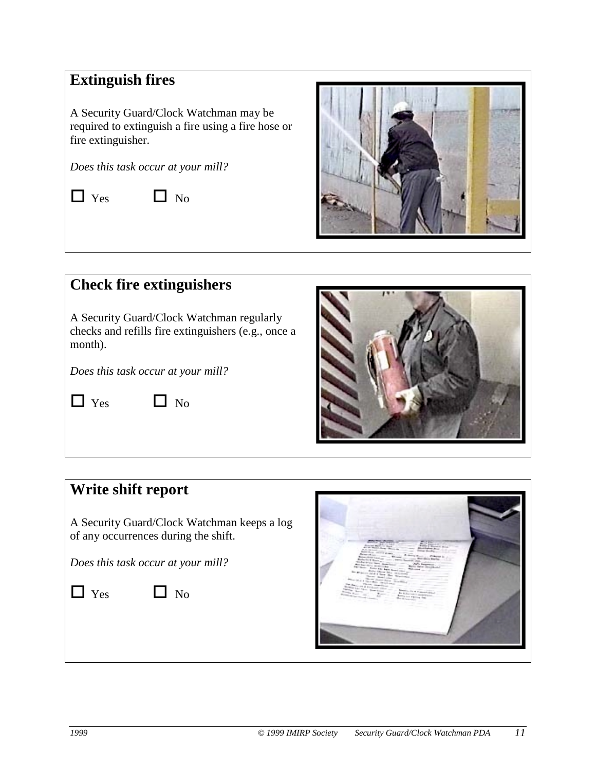## Extinguish fires

A Security Guard/Clock Watchman may be required to extinguish a fire using a fire hose or fire extinguisher.

*Does this task occur at your mill?*

☐ Yes ☐ No

## Check fire extinguishers

A Security Guard/Clock Watchman regularly checks and refills fire extinguishers (e.g., once a month).

*Does this task occur at your mill?*

☐ Yes ☐ No

## Write shift report

A Security Guard/Clock Watchman keeps a log of any occurrences during the shift.

*Does this task occur at your mill?*

☐ Yes ☐ No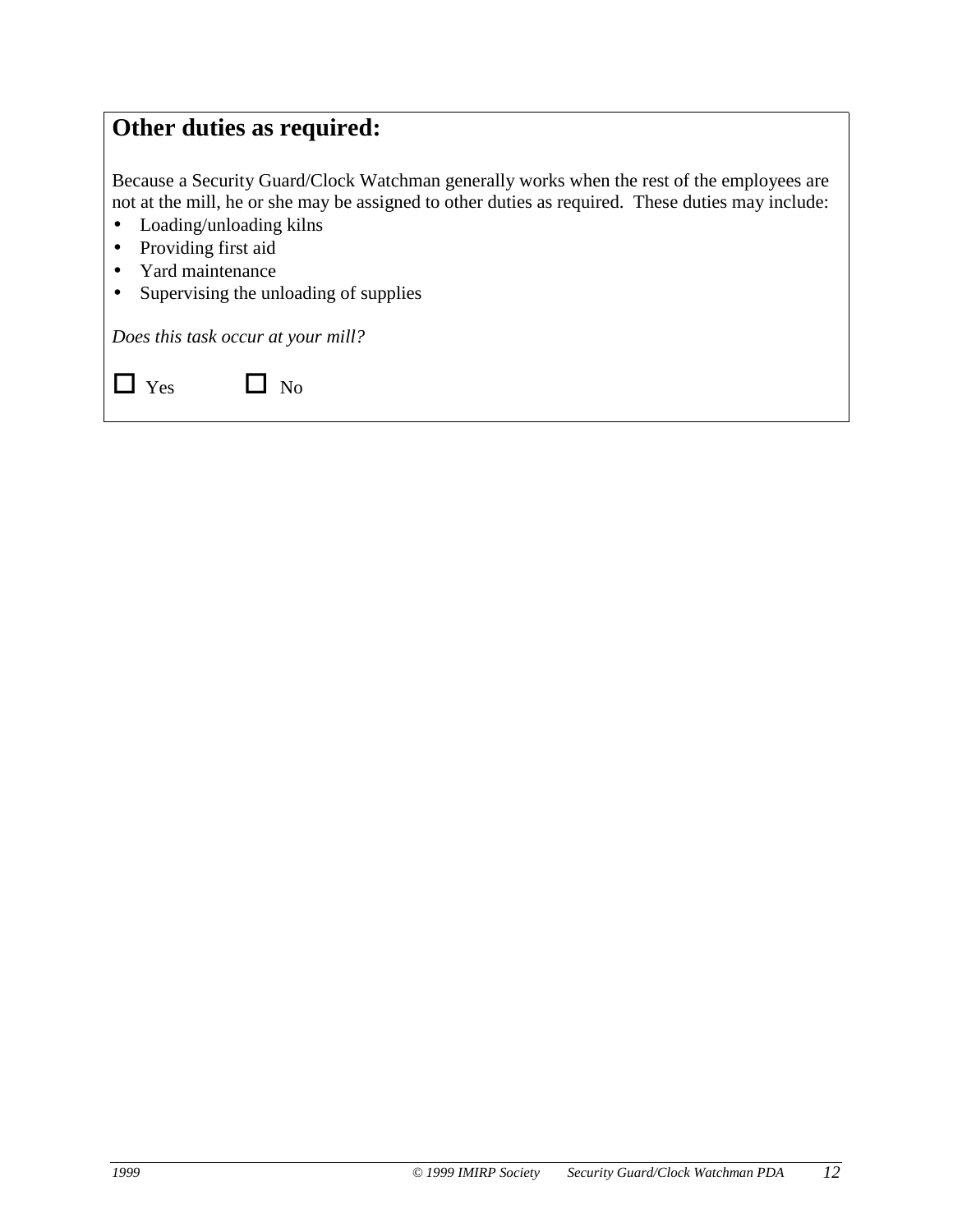## Other duties as required:

Because a Security Guard/Clock Watchman generally works when the rest of the employees are not at the mill, he or she may be assigned to other duties as required. These duties may include:

- Loading/unloading kilns
- Providing first aid
- Yard maintenance
- Supervising the unloading of supplies

*Does this task occur at your mill?*

☐ Yes ☐ No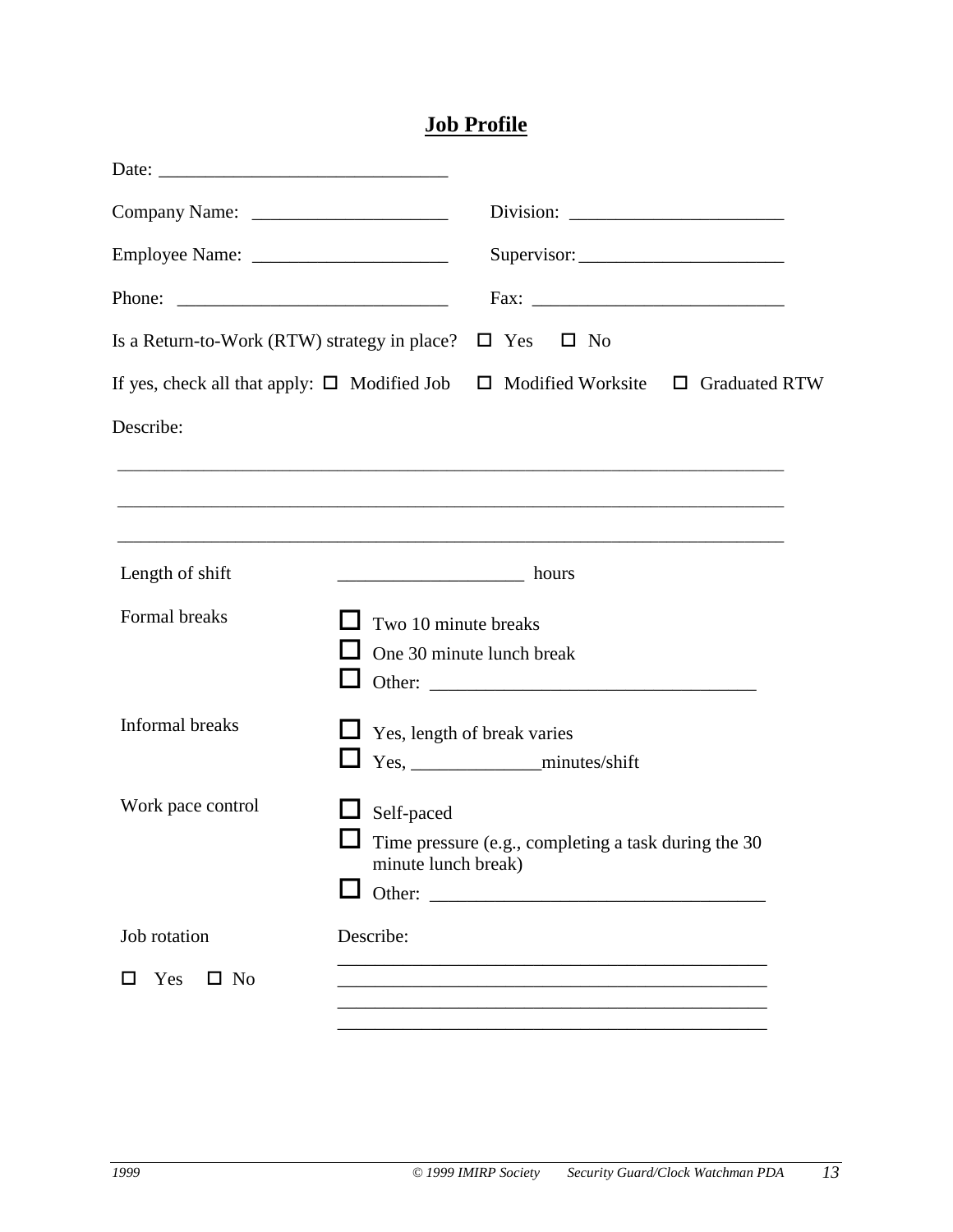# Job Profile

Date: ______________________________

Company Name: ____________________ Division: ______________________

Employee Name: ____________________ Supervisor: _____________________

Phone: ____________________________ Fax: __________________________

Is a Return-to-Work (RTW) strategy in place? ☐ Yes ☐ No

If yes, check all that apply: ☐ Modified Job ☐ Modified Worksite ☐ Graduated RTW

Describe:

______________________________________________________________________

______________________________________________________________________

______________________________________________________________________

| | |
|---|---|
| Length of shift | __________________ hours |
| Formal breaks | ☐ Two 10 minute breaks<br>☐ One 30 minute lunch break<br>☐ Other: ________________________________ |
| Informal breaks | ☐ Yes, length of break varies<br>☐ Yes, _____________minutes/shift |
| Work pace control | ☐ Self-paced<br>☐ Time pressure (e.g., completing a task during the 30 minute lunch break)<br>☐ Other: ________________________________ |
| Job rotation<br>☐ Yes ☐ No | Describe:<br>____________________________________________<br>____________________________________________<br>____________________________________________<br>____________________________________________ |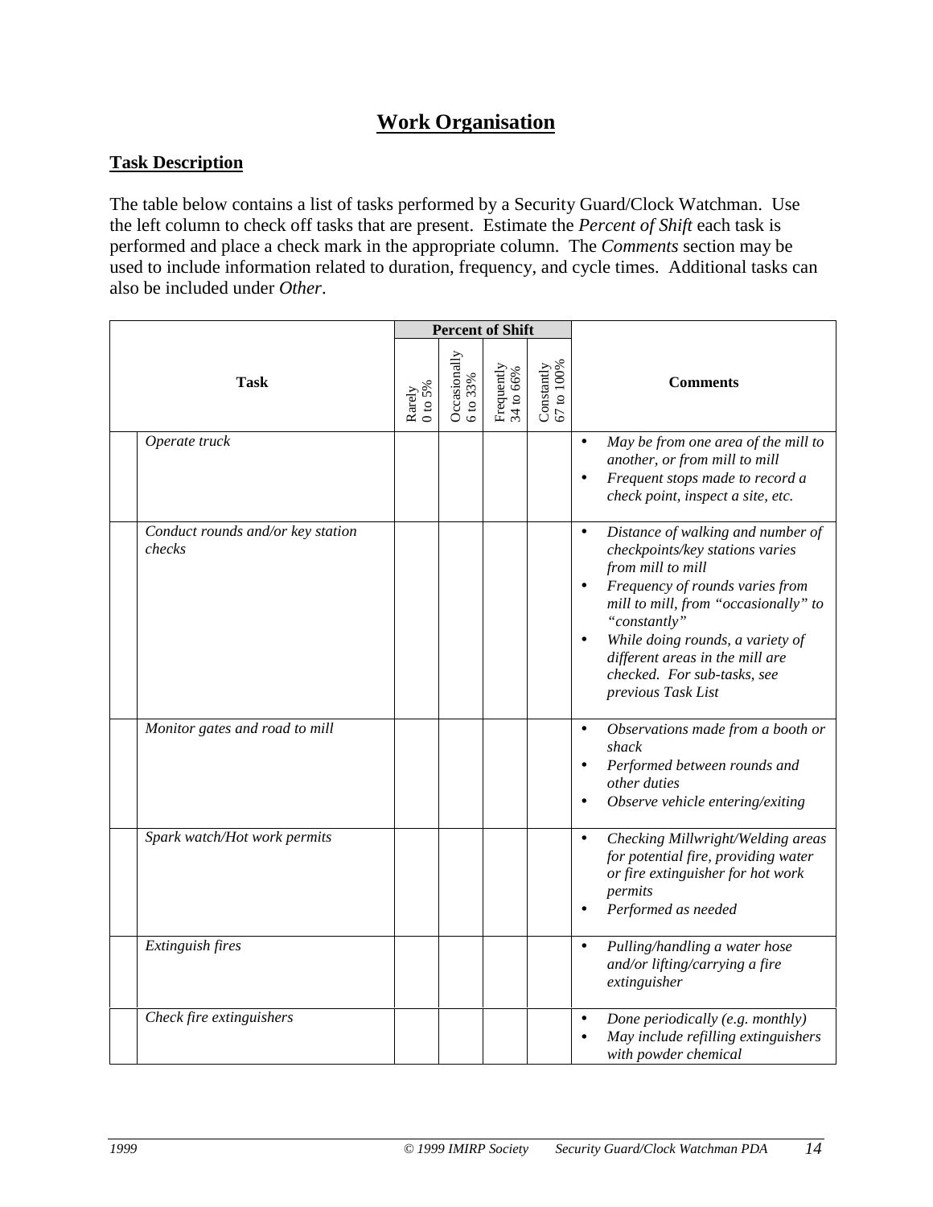# Work Organisation

## Task Description

The table below contains a list of tasks performed by a Security Guard/Clock Watchman. Use the left column to check off tasks that are present. Estimate the *Percent of Shift* each task is performed and place a check mark in the appropriate column. The *Comments* section may be used to include information related to duration, frequency, and cycle times. Additional tasks can also be included under *Other*.

| | Task | Percent of Shift | | | | Comments |
|---|---|---|---|---|---|---|
| | | Rarely 0 to 5% | Occasionally 6 to 33% | Frequently 34 to 66% | Constantly 67 to 100% | |
| | *Operate truck* | | | | | • *May be from one area of the mill to another, or from mill to mill* <br> • *Frequent stops made to record a check point, inspect a site, etc.* |
| | *Conduct rounds and/or key station checks* | | | | | • *Distance of walking and number of checkpoints/key stations varies from mill to mill* <br> • *Frequency of rounds varies from mill to mill, from "occasionally" to "constantly"* <br> • *While doing rounds, a variety of different areas in the mill are checked. For sub-tasks, see previous Task List* |
| | *Monitor gates and road to mill* | | | | | • *Observations made from a booth or shack* <br> • *Performed between rounds and other duties* <br> • *Observe vehicle entering/exiting* |
| | *Spark watch/Hot work permits* | | | | | • *Checking Millwright/Welding areas for potential fire, providing water or fire extinguisher for hot work permits* <br> • *Performed as needed* |
| | *Extinguish fires* | | | | | • *Pulling/handling a water hose and/or lifting/carrying a fire extinguisher* |
| | *Check fire extinguishers* | | | | | • *Done periodically (e.g. monthly)* <br> • *May include refilling extinguishers with powder chemical* |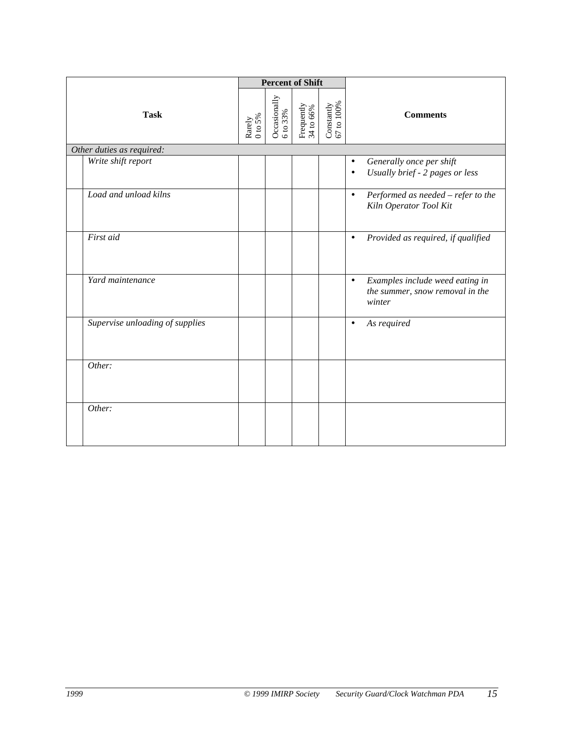| Task | Percent of Shift | | | | Comments |
|---|---|---|---|---|---|
| | Rarely 0 to 5% | Occasionally 6 to 33% | Frequently 34 to 66% | Constantly 67 to 100% | |
| *Other duties as required:* | | | | | |
| *Write shift report* | | | | | • *Generally once per shift*<br>• *Usually brief - 2 pages or less* |
| *Load and unload kilns* | | | | | • *Performed as needed – refer to the Kiln Operator Tool Kit* |
| *First aid* | | | | | • *Provided as required, if qualified* |
| *Yard maintenance* | | | | | • *Examples include weed eating in the summer, snow removal in the winter* |
| *Supervise unloading of supplies* | | | | | • *As required* |
| *Other:* | | | | | |
| *Other:* | | | | | |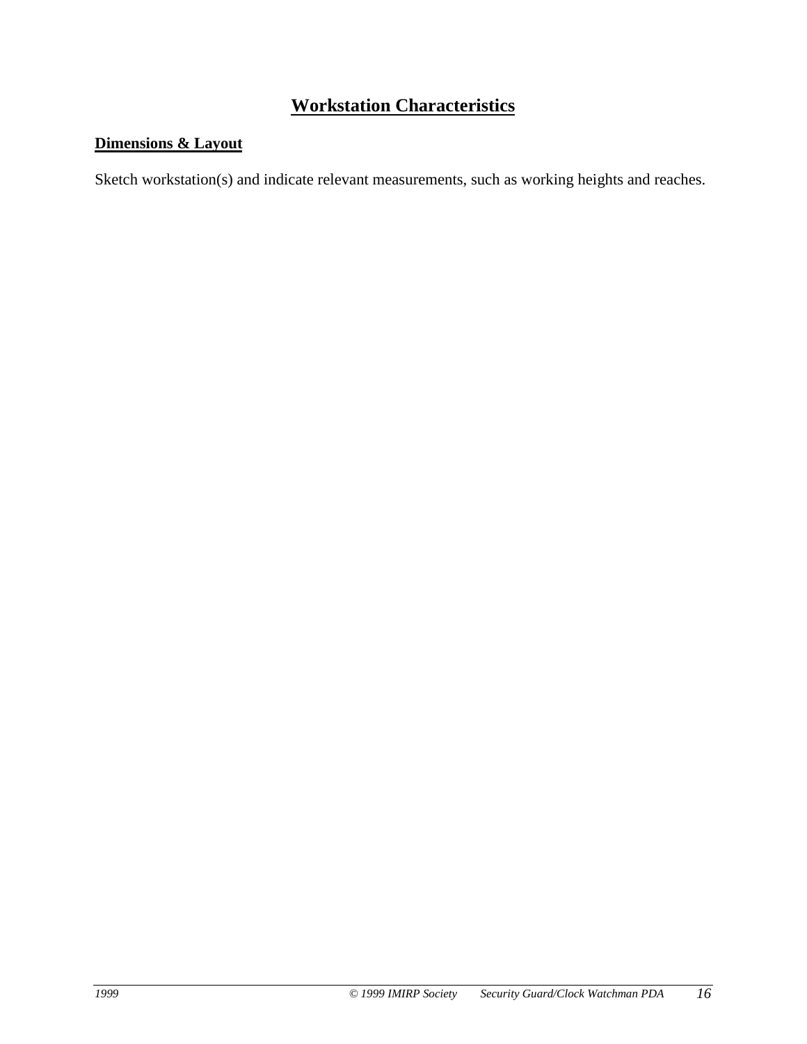## Workstation Characteristics

### Dimensions & Layout

Sketch workstation(s) and indicate relevant measurements, such as working heights and reaches.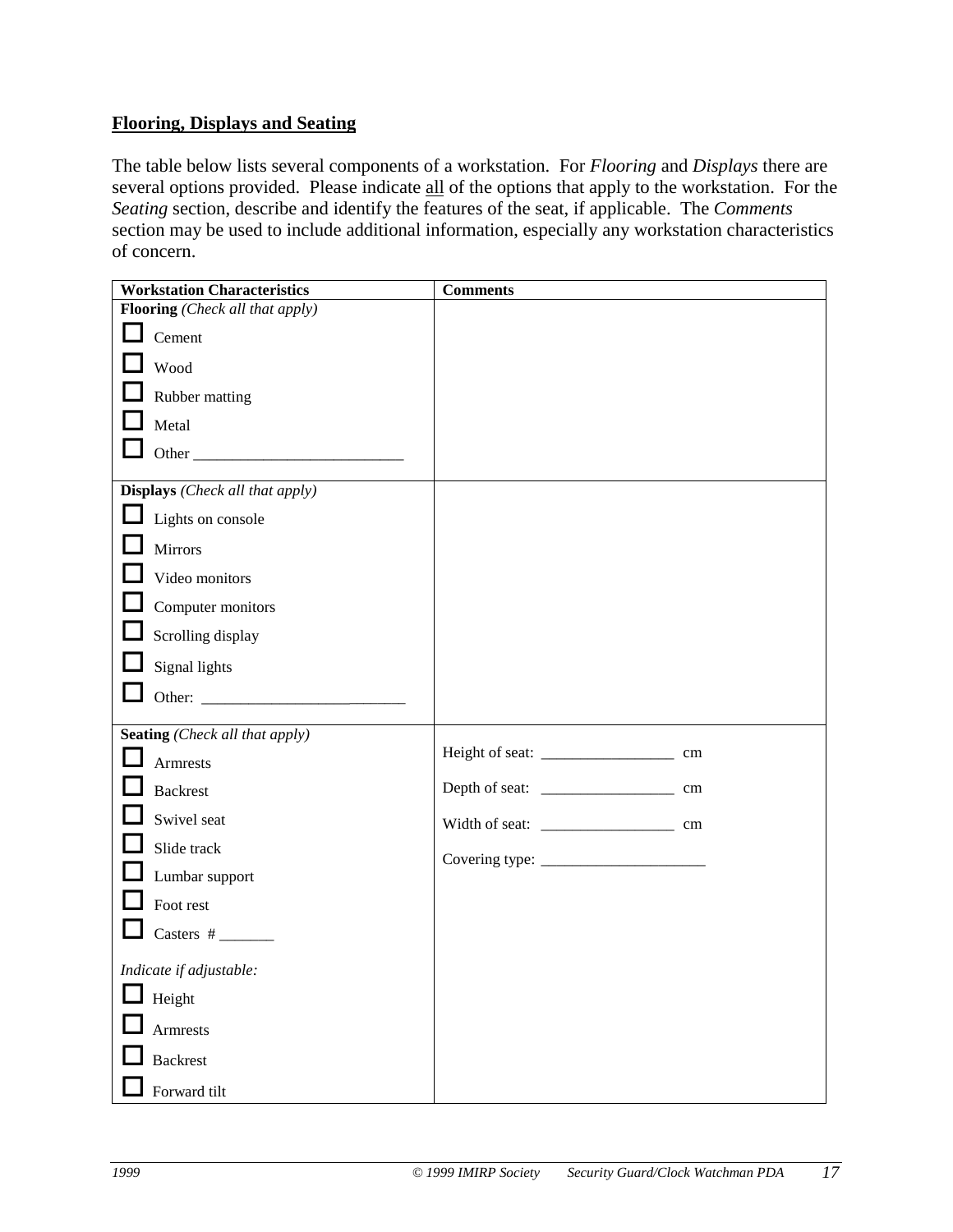## Flooring, Displays and Seating

The table below lists several components of a workstation. For *Flooring* and *Displays* there are several options provided. Please indicate all of the options that apply to the workstation. For the *Seating* section, describe and identify the features of the seat, if applicable. The *Comments* section may be used to include additional information, especially any workstation characteristics of concern.

| Workstation Characteristics | Comments |
|---|---|
| **Flooring** *(Check all that apply)*<br>☐ Cement<br>☐ Wood<br>☐ Rubber matting<br>☐ Metal<br>☐ Other ___________________________ | |
| **Displays** *(Check all that apply)*<br>☐ Lights on console<br>☐ Mirrors<br>☐ Video monitors<br>☐ Computer monitors<br>☐ Scrolling display<br>☐ Signal lights<br>☐ Other: ___________________________ | |
| **Seating** *(Check all that apply)*<br>☐ Armrests<br>☐ Backrest<br>☐ Swivel seat<br>☐ Slide track<br>☐ Lumbar support<br>☐ Foot rest<br>☐ Casters # _______<br><br>*Indicate if adjustable:*<br>☐ Height<br>☐ Armrests<br>☐ Backrest<br>☐ Forward tilt | Height of seat: _________________ cm<br><br>Depth of seat: _________________ cm<br><br>Width of seat: _________________ cm<br><br>Covering type: _____________________ |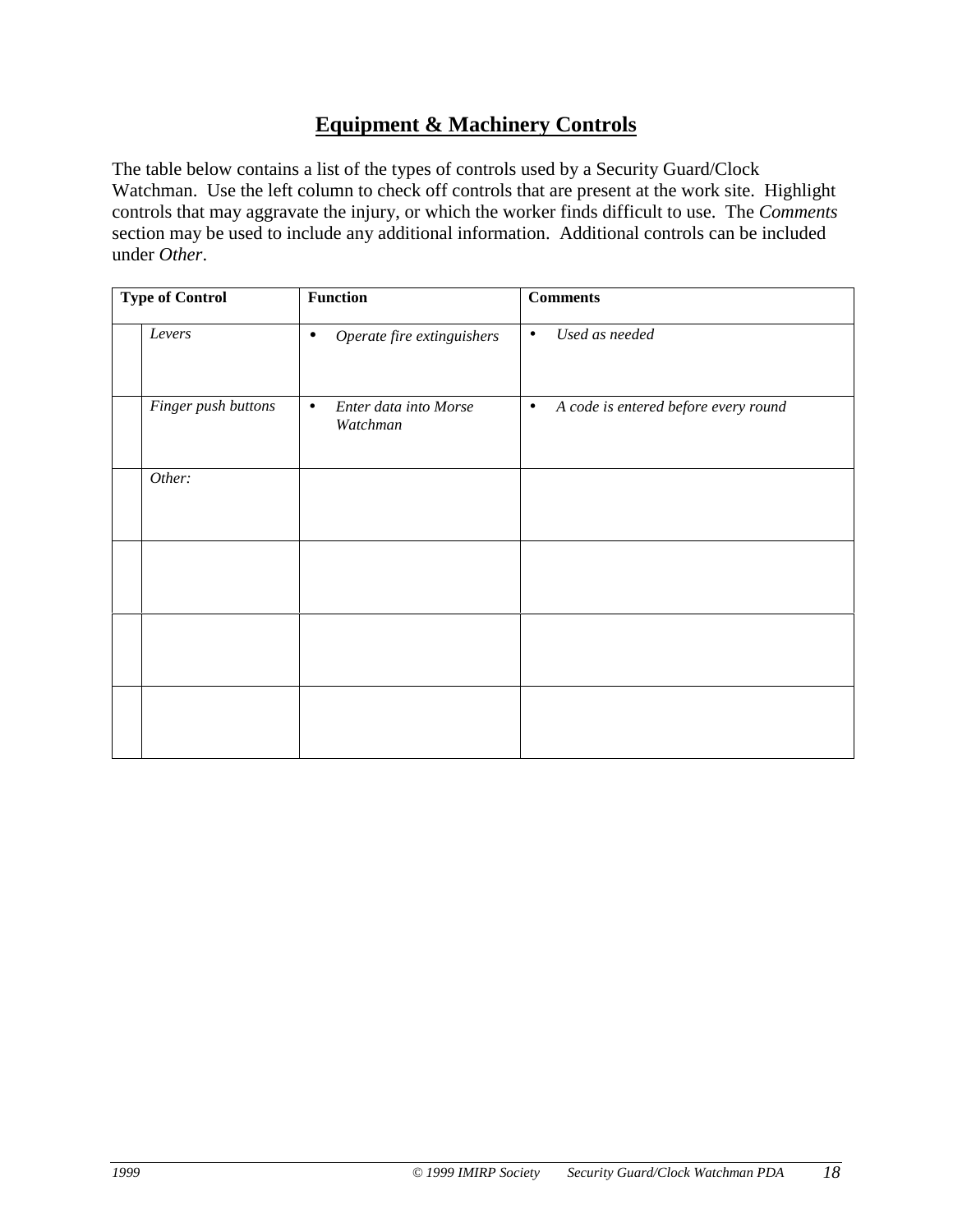## Equipment & Machinery Controls

The table below contains a list of the types of controls used by a Security Guard/Clock Watchman. Use the left column to check off controls that are present at the work site. Highlight controls that may aggravate the injury, or which the worker finds difficult to use. The *Comments* section may be used to include any additional information. Additional controls can be included under *Other*.

| | Type of Control | Function | Comments |
|---|---|---|---|
| | *Levers* | • *Operate fire extinguishers* | • *Used as needed* |
| | *Finger push buttons* | • *Enter data into Morse Watchman* | • *A code is entered before every round* |
| | *Other:* | | |
| | | | |
| | | | |
| | | | |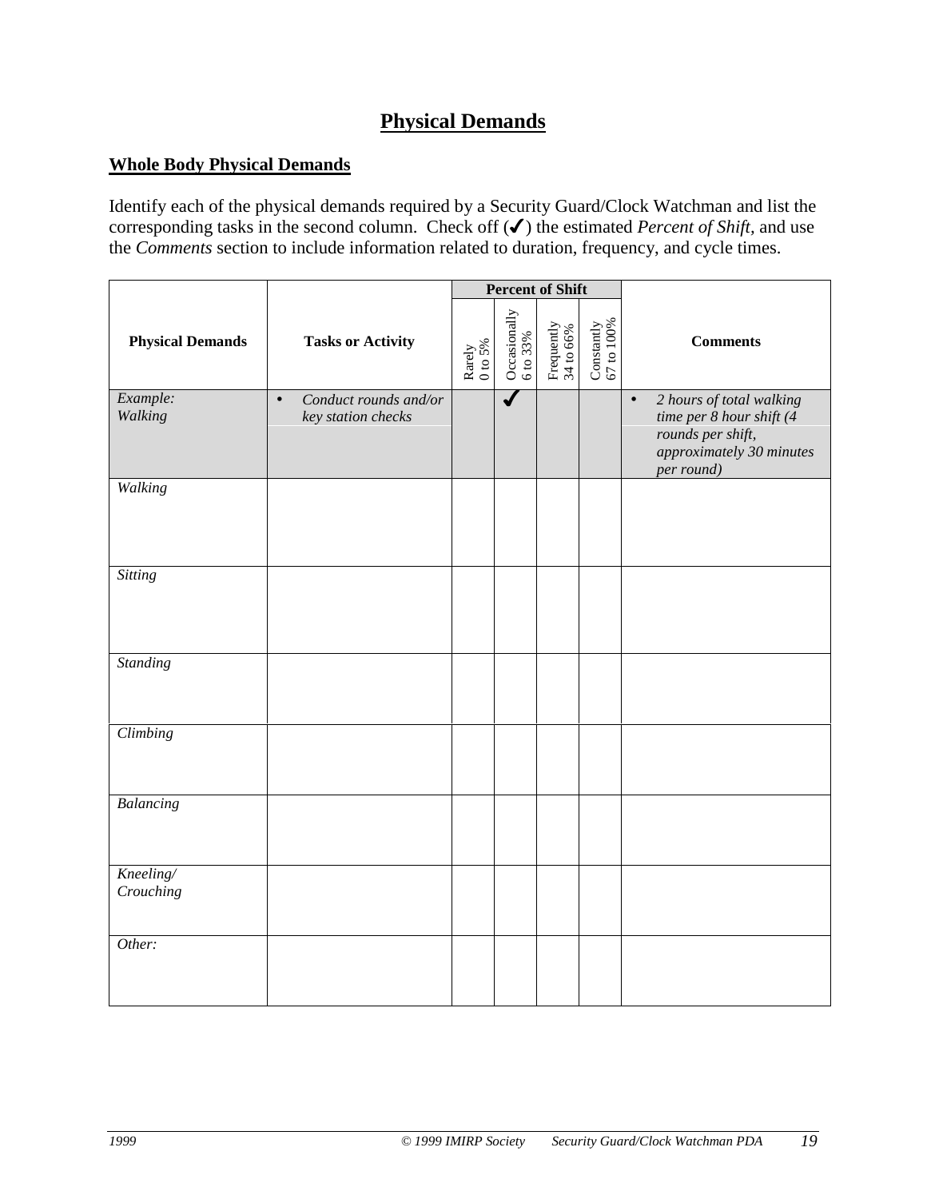# Physical Demands

## Whole Body Physical Demands

Identify each of the physical demands required by a Security Guard/Clock Watchman and list the corresponding tasks in the second column. Check off (✓) the estimated *Percent of Shift*, and use the *Comments* section to include information related to duration, frequency, and cycle times.

| Physical Demands | Tasks or Activity | Percent of Shift | | | | Comments |
|---|---|---|---|---|---|---|
| | | Rarely 0 to 5% | Occasionally 6 to 33% | Frequently 34 to 66% | Constantly 67 to 100% | |
| *Example: Walking* | • *Conduct rounds and/or key station checks* | | ✓ | | | • *2 hours of total walking time per 8 hour shift (4 rounds per shift, approximately 30 minutes per round)* |
| *Walking* | | | | | | |
| *Sitting* | | | | | | |
| *Standing* | | | | | | |
| *Climbing* | | | | | | |
| *Balancing* | | | | | | |
| *Kneeling/ Crouching* | | | | | | |
| *Other:* | | | | | | |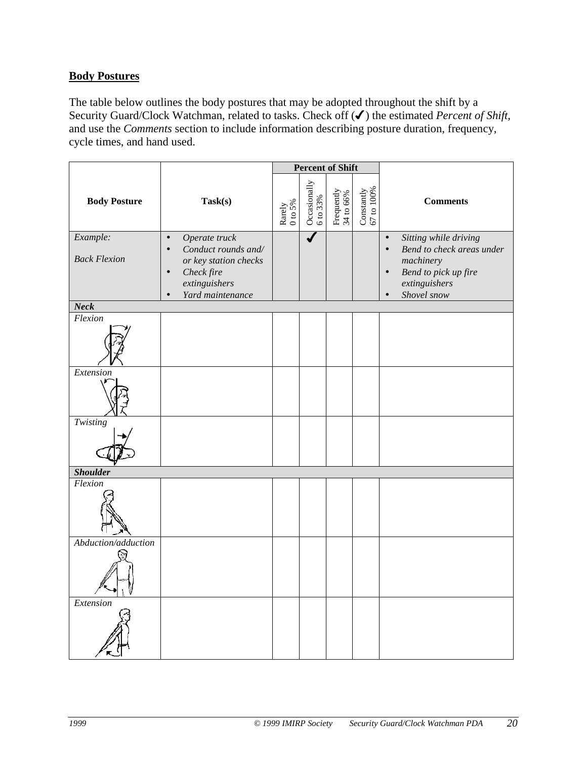## Body Postures

The table below outlines the body postures that may be adopted throughout the shift by a Security Guard/Clock Watchman, related to tasks. Check off (✔) the estimated *Percent of Shift*, and use the *Comments* section to include information describing posture duration, frequency, cycle times, and hand used.

| Body Posture | Task(s) | Percent of Shift | | | | Comments |
|---|---|---|---|---|---|---|
| | | Rarely 0 to 5% | Occasionally 6 to 33% | Frequently 34 to 66% | Constantly 67 to 100% | |
| *Example:* *Back Flexion* | • *Operate truck* • *Conduct rounds and/ or key station checks* • *Check fire extinguishers* • *Yard maintenance* | | ✔ | | | • *Sitting while driving* • *Bend to check areas under machinery* • *Bend to pick up fire extinguishers* • *Shovel snow* |
| ***Neck*** | | | | | | |
| *Flexion* | | | | | | |
| *Extension* | | | | | | |
| *Twisting* | | | | | | |
| ***Shoulder*** | | | | | | |
| *Flexion* | | | | | | |
| *Abduction/adduction* | | | | | | |
| *Extension* | | | | | | |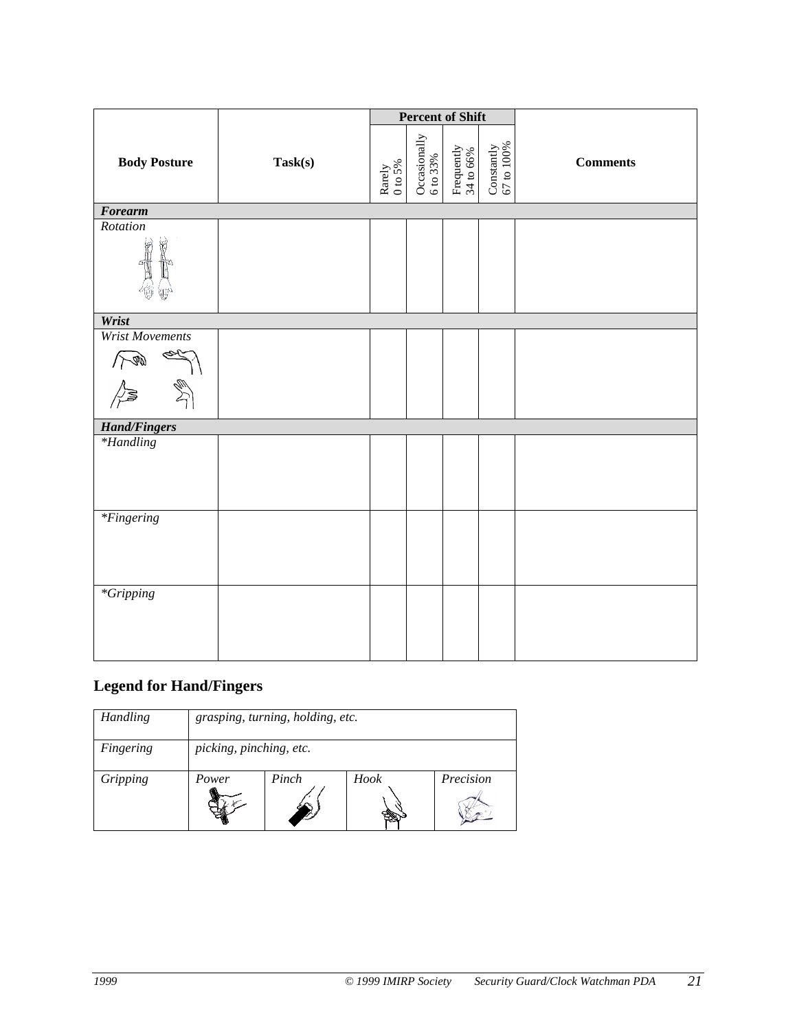| Body Posture | Task(s) | Percent of Shift | | | | Comments |
|---|---|---|---|---|---|---|
| | | Rarely 0 to 5% | Occasionally 6 to 33% | Frequently 34 to 66% | Constantly 67 to 100% | |
| ***Forearm*** | | | | | | |
| *Rotation* | | | | | | |
| ***Wrist*** | | | | | | |
| *Wrist Movements* | | | | | | |
| ***Hand/Fingers*** | | | | | | |
| **Handling* | | | | | | |
| **Fingering* | | | | | | |
| **Gripping* | | | | | | |

## Legend for Hand/Fingers

| *Handling* | *grasping, turning, holding, etc.* | | | |
|---|---|---|---|---|
| *Fingering* | *picking, pinching, etc.* | | | |
| *Gripping* | *Power* | *Pinch* | *Hook* | *Precision* |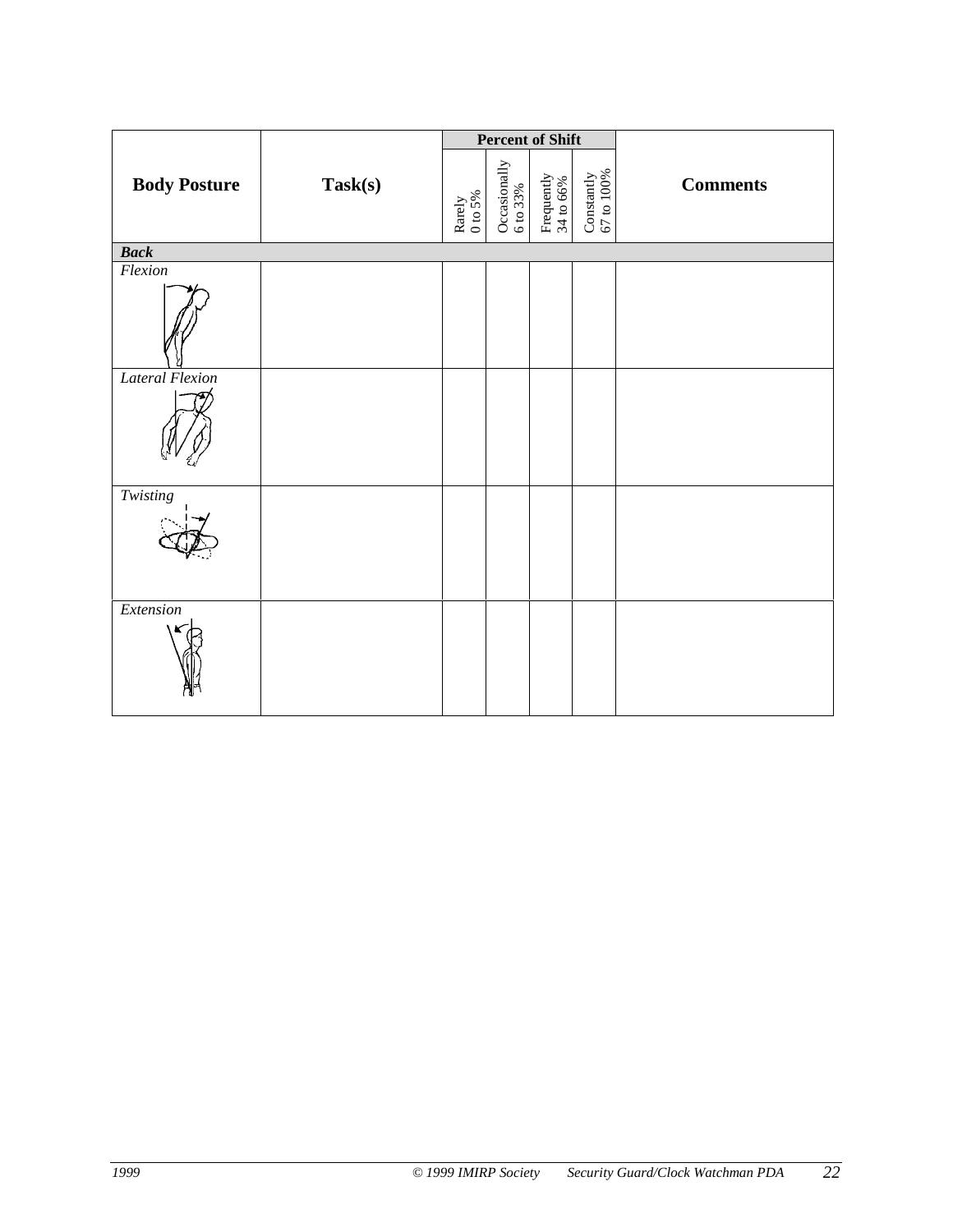| Body Posture | Task(s) | Percent of Shift | | | | Comments |
|---|---|---|---|---|---|---|
| | | Rarely 0 to 5% | Occasionally 6 to 33% | Frequently 34 to 66% | Constantly 67 to 100% | |
| ***Back*** | | | | | | |
| *Flexion* | | | | | | |
| *Lateral Flexion* | | | | | | |
| *Twisting* | | | | | | |
| *Extension* | | | | | | |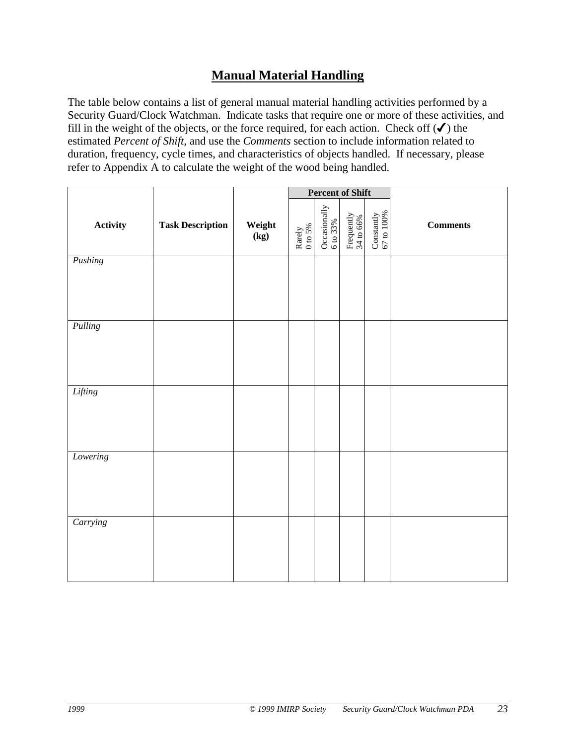# Manual Material Handling

The table below contains a list of general manual material handling activities performed by a Security Guard/Clock Watchman. Indicate tasks that require one or more of these activities, and fill in the weight of the objects, or the force required, for each action. Check off (✓) the estimated *Percent of Shift*, and use the *Comments* section to include information related to duration, frequency, cycle times, and characteristics of objects handled. If necessary, please refer to Appendix A to calculate the weight of the wood being handled.

| Activity | Task Description | Weight (kg) | Percent of Shift | | | | Comments |
|---|---|---|---|---|---|---|---|
| | | | Rarely 0 to 5% | Occasionally 6 to 33% | Frequently 34 to 66% | Constantly 67 to 100% | |
| *Pushing* | | | | | | | |
| *Pulling* | | | | | | | |
| *Lifting* | | | | | | | |
| *Lowering* | | | | | | | |
| *Carrying* | | | | | | | |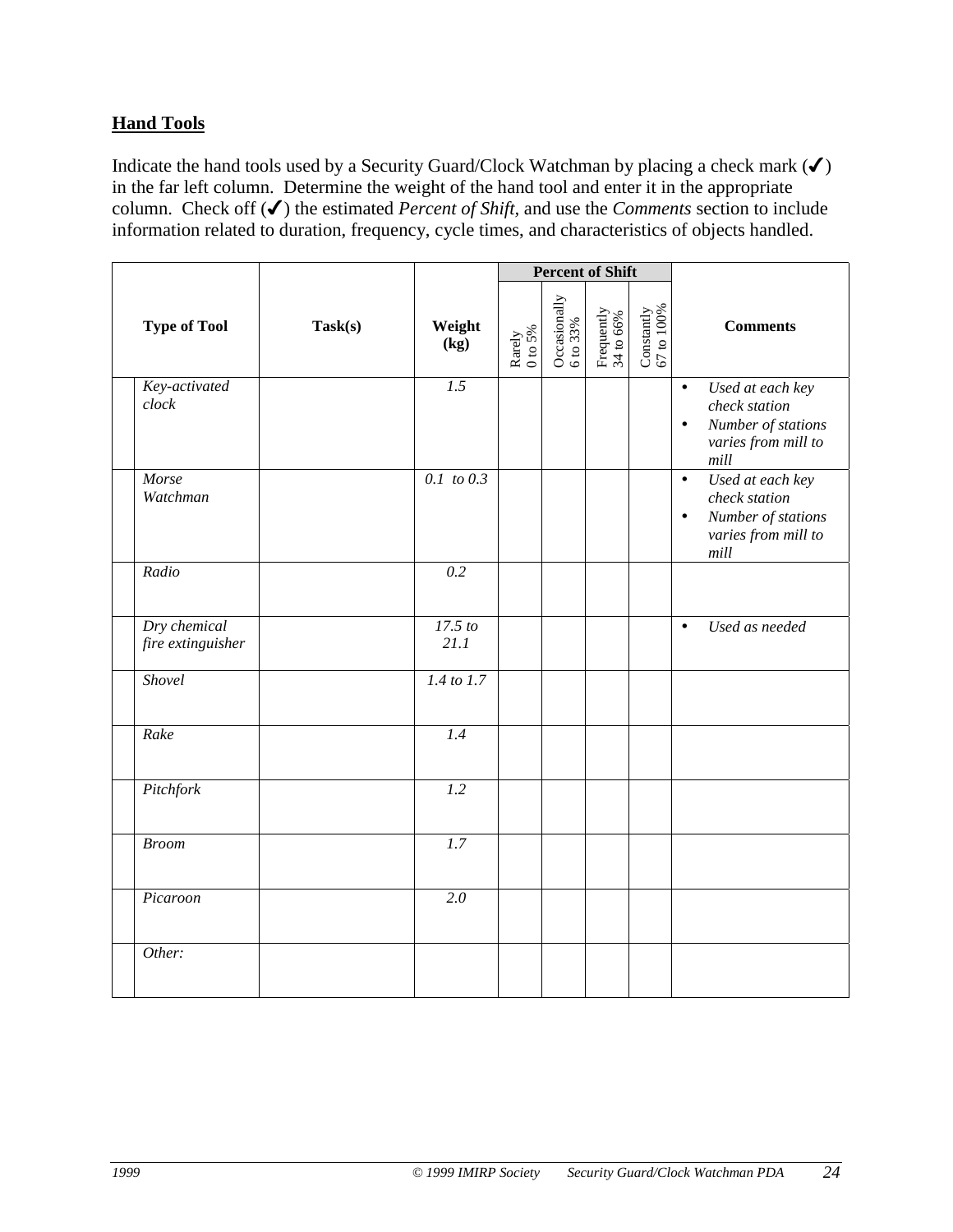## Hand Tools

Indicate the hand tools used by a Security Guard/Clock Watchman by placing a check mark (✓) in the far left column. Determine the weight of the hand tool and enter it in the appropriate column. Check off (✓) the estimated *Percent of Shift*, and use the *Comments* section to include information related to duration, frequency, cycle times, and characteristics of objects handled.

| | Type of Tool | Task(s) | Weight (kg) | Percent of Shift | | | | Comments |
|---|---|---|---|---|---|---|---|---|
| | | | | Rarely 0 to 5% | Occasionally 6 to 33% | Frequently 34 to 66% | Constantly 67 to 100% | |
| | *Key-activated clock* | | *1.5* | | | | | • *Used at each key check station*<br>• *Number of stations varies from mill to mill* |
| | *Morse Watchman* | | *0.1 to 0.3* | | | | | • *Used at each key check station*<br>• *Number of stations varies from mill to mill* |
| | *Radio* | | *0.2* | | | | | |
| | *Dry chemical fire extinguisher* | | *17.5 to 21.1* | | | | | • *Used as needed* |
| | *Shovel* | | *1.4 to 1.7* | | | | | |
| | *Rake* | | *1.4* | | | | | |
| | *Pitchfork* | | *1.2* | | | | | |
| | *Broom* | | *1.7* | | | | | |
| | *Picaroon* | | *2.0* | | | | | |
| | *Other:* | | | | | | | |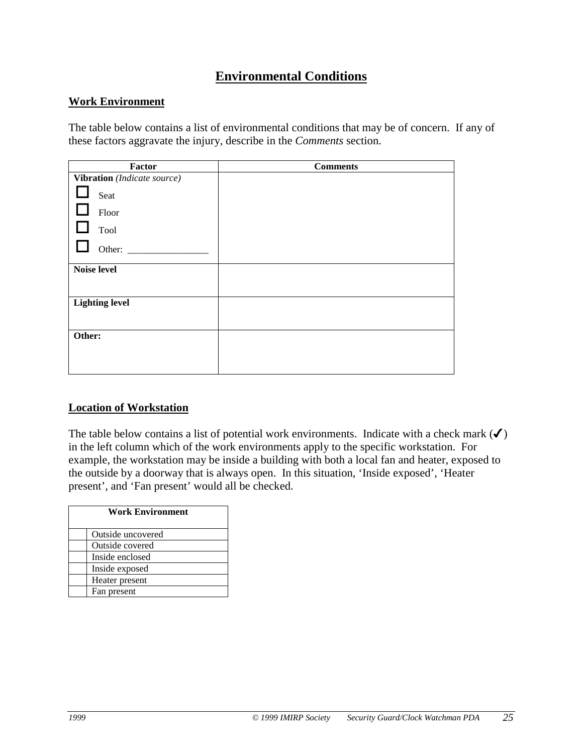# Environmental Conditions

## Work Environment

The table below contains a list of environmental conditions that may be of concern. If any of these factors aggravate the injury, describe in the *Comments* section.

| Factor | Comments |
|---|---|
| **Vibration** *(Indicate source)*<br>☐ Seat<br>☐ Floor<br>☐ Tool<br>☐ Other: _________________ | |
| **Noise level** | |
| **Lighting level** | |
| **Other:** | |

## Location of Workstation

The table below contains a list of potential work environments. Indicate with a check mark (✓) in the left column which of the work environments apply to the specific workstation. For example, the workstation may be inside a building with both a local fan and heater, exposed to the outside by a doorway that is always open. In this situation, 'Inside exposed', 'Heater present', and 'Fan present' would all be checked.

| | Work Environment |
|---|---|
| | Outside uncovered |
| | Outside covered |
| | Inside enclosed |
| | Inside exposed |
| | Heater present |
| | Fan present |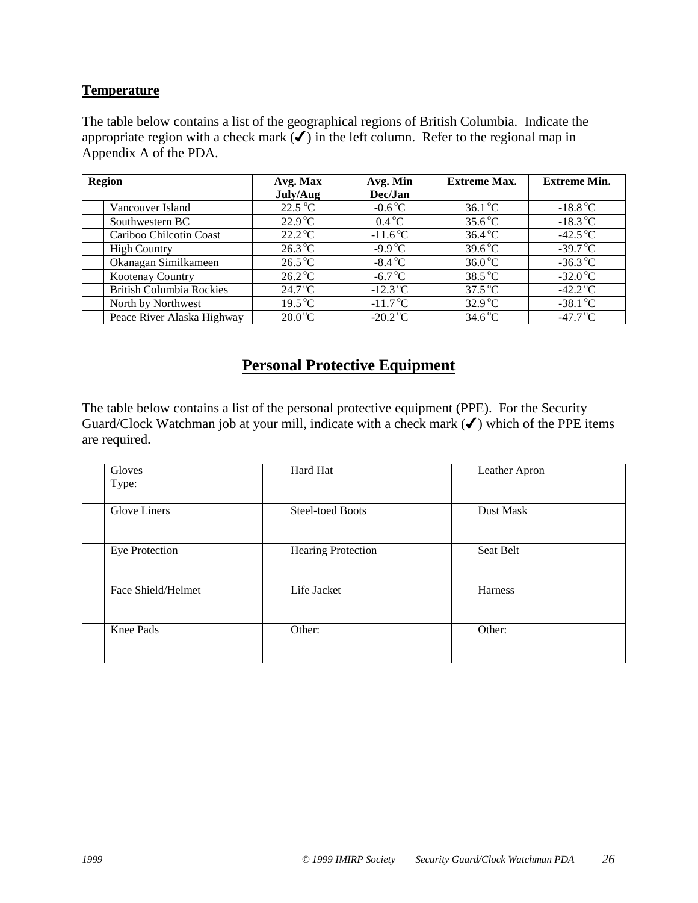**Temperature**

The table below contains a list of the geographical regions of British Columbia. Indicate the appropriate region with a check mark (✓) in the left column. Refer to the regional map in Appendix A of the PDA.

| | Region | Avg. Max July/Aug | Avg. Min Dec/Jan | Extreme Max. | Extreme Min. |
|---|---|---|---|---|---|
| | Vancouver Island | 22.5 °C | -0.6 °C | 36.1 °C | -18.8 °C |
| | Southwestern BC | 22.9 °C | 0.4 °C | 35.6 °C | -18.3 °C |
| | Cariboo Chilcotin Coast | 22.2 °C | -11.6 °C | 36.4 °C | -42.5 °C |
| | High Country | 26.3 °C | -9.9 °C | 39.6 °C | -39.7 °C |
| | Okanagan Similkameen | 26.5 °C | -8.4 °C | 36.0 °C | -36.3 °C |
| | Kootenay Country | 26.2 °C | -6.7 °C | 38.5 °C | -32.0 °C |
| | British Columbia Rockies | 24.7 °C | -12.3 °C | 37.5 °C | -42.2 °C |
| | North by Northwest | 19.5 °C | -11.7 °C | 32.9 °C | -38.1 °C |
| | Peace River Alaska Highway | 20.0 °C | -20.2 °C | 34.6 °C | -47.7 °C |

## Personal Protective Equipment

The table below contains a list of the personal protective equipment (PPE). For the Security Guard/Clock Watchman job at your mill, indicate with a check mark (✓) which of the PPE items are required.

| | | | | | |
|---|---|---|---|---|---|
| | Gloves<br>Type: | | Hard Hat | | Leather Apron |
| | Glove Liners | | Steel-toed Boots | | Dust Mask |
| | Eye Protection | | Hearing Protection | | Seat Belt |
| | Face Shield/Helmet | | Life Jacket | | Harness |
| | Knee Pads | | Other: | | Other: |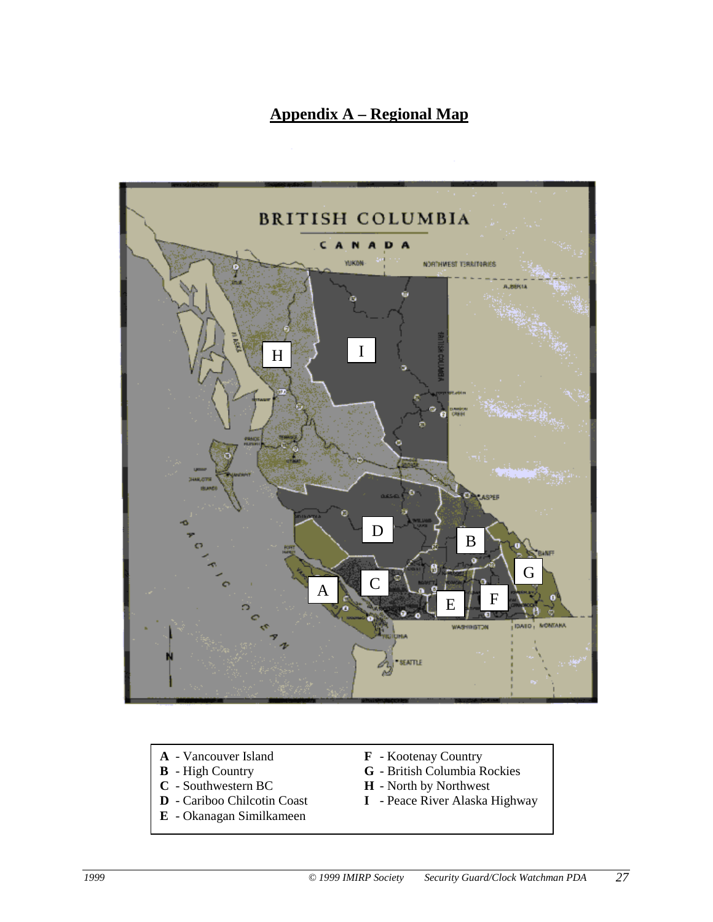## Appendix A – Regional Map

**A** - Vancouver Island
**B** - High Country
**C** - Southwestern BC
**D** - Cariboo Chilcotin Coast
**E** - Okanagan Similkameen
**F** - Kootenay Country
**G** - British Columbia Rockies
**H** - North by Northwest
**I** - Peace River Alaska Highway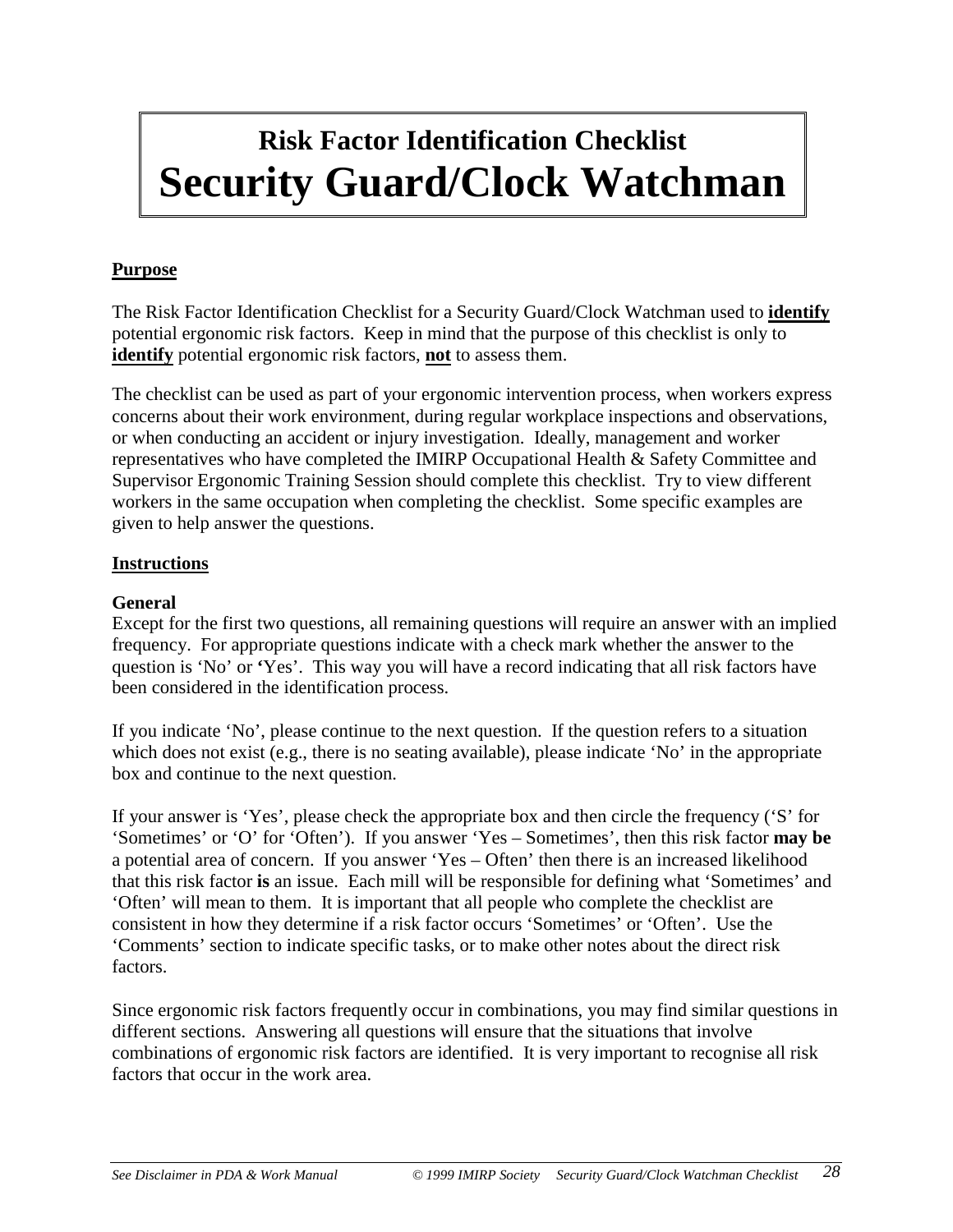# Risk Factor Identification Checklist
# Security Guard/Clock Watchman

## Purpose

The Risk Factor Identification Checklist for a Security Guard/Clock Watchman used to **identify** potential ergonomic risk factors. Keep in mind that the purpose of this checklist is only to **identify** potential ergonomic risk factors, **not** to assess them.

The checklist can be used as part of your ergonomic intervention process, when workers express concerns about their work environment, during regular workplace inspections and observations, or when conducting an accident or injury investigation. Ideally, management and worker representatives who have completed the IMIRP Occupational Health & Safety Committee and Supervisor Ergonomic Training Session should complete this checklist. Try to view different workers in the same occupation when completing the checklist. Some specific examples are given to help answer the questions.

## Instructions

### General

Except for the first two questions, all remaining questions will require an answer with an implied frequency. For appropriate questions indicate with a check mark whether the answer to the question is 'No' or 'Yes'. This way you will have a record indicating that all risk factors have been considered in the identification process.

If you indicate 'No', please continue to the next question. If the question refers to a situation which does not exist (e.g., there is no seating available), please indicate 'No' in the appropriate box and continue to the next question.

If your answer is 'Yes', please check the appropriate box and then circle the frequency ('S' for 'Sometimes' or 'O' for 'Often'). If you answer 'Yes – Sometimes', then this risk factor **may be** a potential area of concern. If you answer 'Yes – Often' then there is an increased likelihood that this risk factor **is** an issue. Each mill will be responsible for defining what 'Sometimes' and 'Often' will mean to them. It is important that all people who complete the checklist are consistent in how they determine if a risk factor occurs 'Sometimes' or 'Often'. Use the 'Comments' section to indicate specific tasks, or to make other notes about the direct risk factors.

Since ergonomic risk factors frequently occur in combinations, you may find similar questions in different sections. Answering all questions will ensure that the situations that involve combinations of ergonomic risk factors are identified. It is very important to recognise all risk factors that occur in the work area.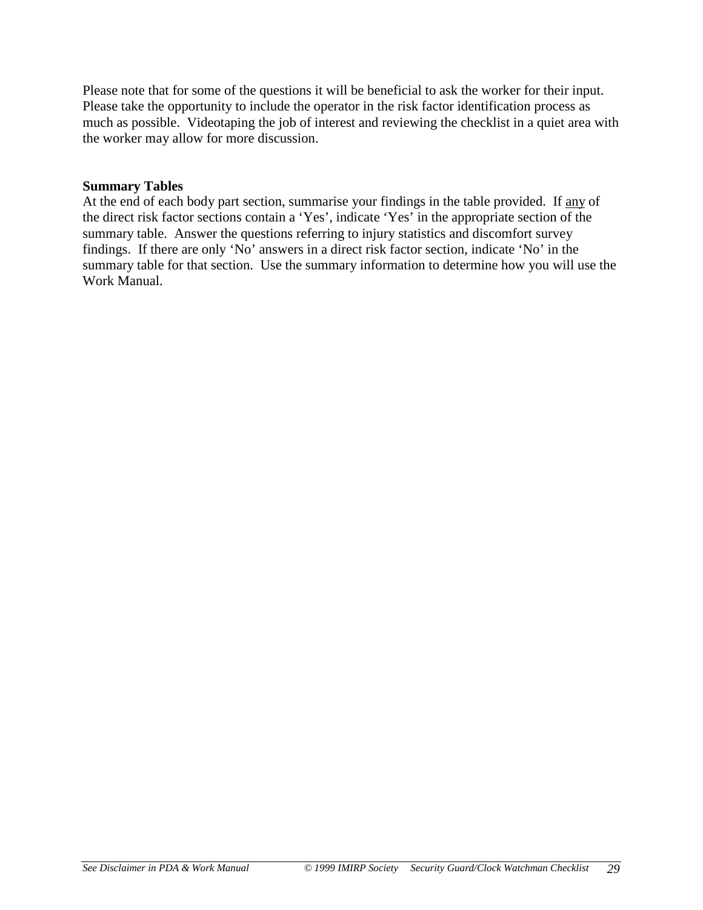Please note that for some of the questions it will be beneficial to ask the worker for their input. Please take the opportunity to include the operator in the risk factor identification process as much as possible. Videotaping the job of interest and reviewing the checklist in a quiet area with the worker may allow for more discussion.

**Summary Tables**

At the end of each body part section, summarise your findings in the table provided. If any of the direct risk factor sections contain a 'Yes', indicate 'Yes' in the appropriate section of the summary table. Answer the questions referring to injury statistics and discomfort survey findings. If there are only 'No' answers in a direct risk factor section, indicate 'No' in the summary table for that section. Use the summary information to determine how you will use the Work Manual.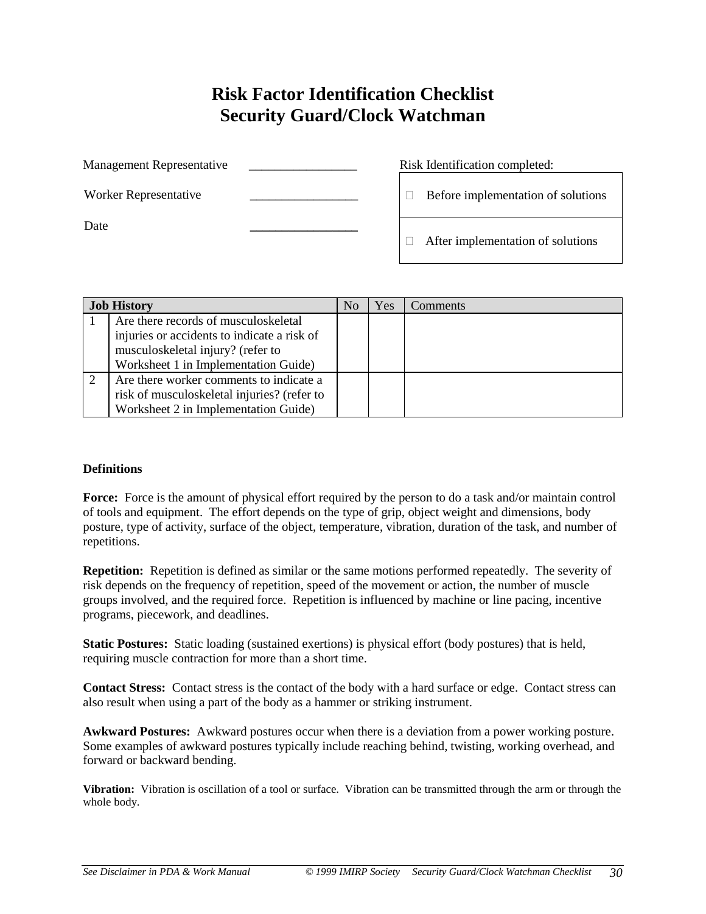# Risk Factor Identification Checklist
# Security Guard/Clock Watchman

Management Representative _________________

Worker Representative _________________

Date _________________

Risk Identification completed:

| |
|---|
| ☐ Before implementation of solutions |
| ☐ After implementation of solutions |

| Job History | | No | Yes | Comments |
|---|---|---|---|---|
| 1 | Are there records of musculoskeletal injuries or accidents to indicate a risk of musculoskeletal injury? (refer to Worksheet 1 in Implementation Guide) | | | |
| 2 | Are there worker comments to indicate a risk of musculoskeletal injuries? (refer to Worksheet 2 in Implementation Guide) | | | |

**Definitions**

**Force:** Force is the amount of physical effort required by the person to do a task and/or maintain control of tools and equipment. The effort depends on the type of grip, object weight and dimensions, body posture, type of activity, surface of the object, temperature, vibration, duration of the task, and number of repetitions.

**Repetition:** Repetition is defined as similar or the same motions performed repeatedly. The severity of risk depends on the frequency of repetition, speed of the movement or action, the number of muscle groups involved, and the required force. Repetition is influenced by machine or line pacing, incentive programs, piecework, and deadlines.

**Static Postures:** Static loading (sustained exertions) is physical effort (body postures) that is held, requiring muscle contraction for more than a short time.

**Contact Stress:** Contact stress is the contact of the body with a hard surface or edge. Contact stress can also result when using a part of the body as a hammer or striking instrument.

**Awkward Postures:** Awkward postures occur when there is a deviation from a power working posture. Some examples of awkward postures typically include reaching behind, twisting, working overhead, and forward or backward bending.

**Vibration:** Vibration is oscillation of a tool or surface. Vibration can be transmitted through the arm or through the whole body.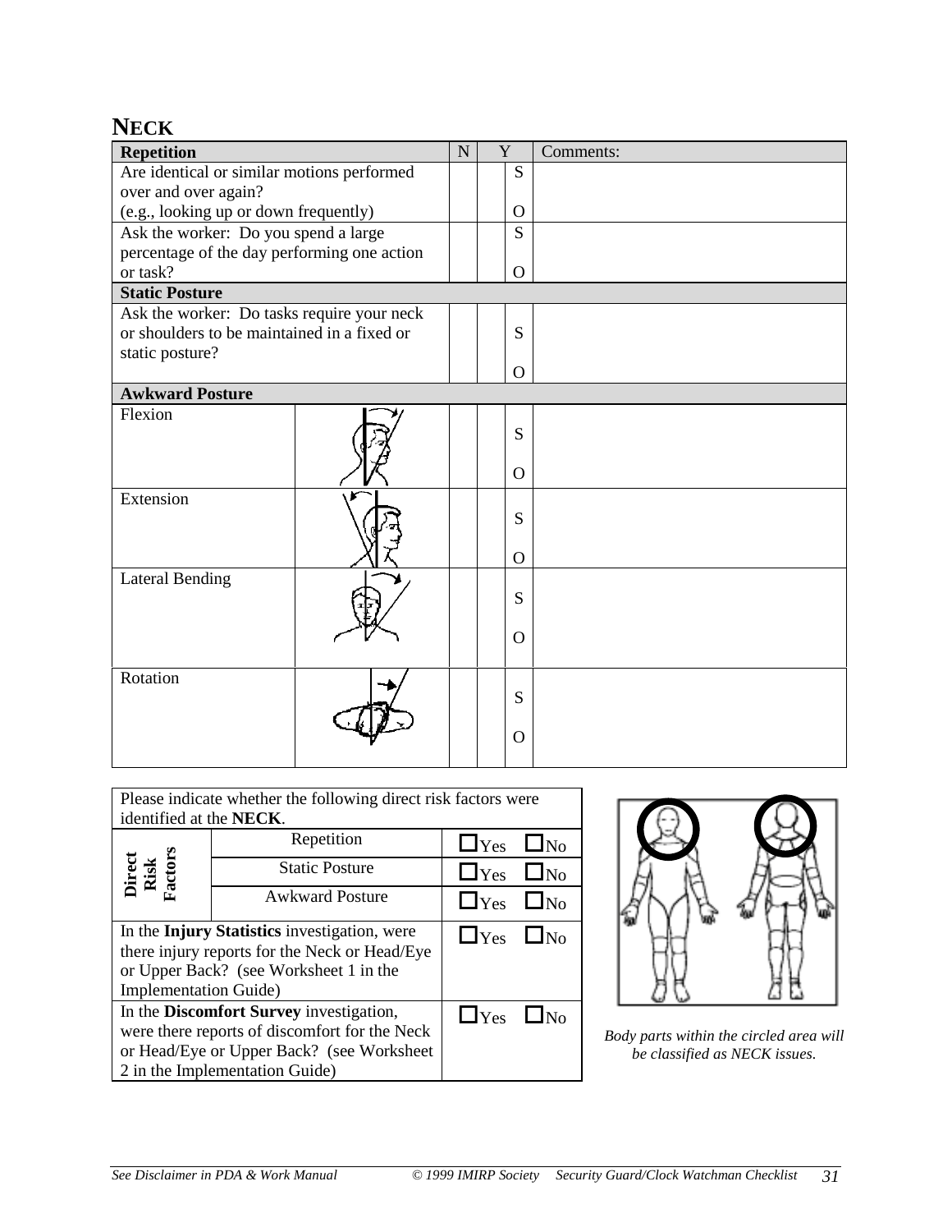## NECK

| Repetition | | N | Y | | Comments: |
|---|---|---|---|---|---|
| Are identical or similar motions performed over and over again? (e.g., looking up or down frequently) | | | | S<br>O | |
| Ask the worker: Do you spend a large percentage of the day performing one action or task? | | | | S<br>O | |
| **Static Posture** | | | | | |
| Ask the worker: Do tasks require your neck or shoulders to be maintained in a fixed or static posture? | | | | S<br>O | |
| **Awkward Posture** | | | | | |
| Flexion | | | | S<br>O | |
| Extension | | | | S<br>O | |
| Lateral Bending | | | | S<br>O | |
| Rotation | | | | S<br>O | |

| Please indicate whether the following direct risk factors were identified at the **NECK**. | | |
|---|---|---|
| **Direct Risk Factors** | Repetition | ☐Yes ☐No |
| | Static Posture | ☐Yes ☐No |
| | Awkward Posture | ☐Yes ☐No |
| In the **Injury Statistics** investigation, were there injury reports for the Neck or Head/Eye or Upper Back? (see Worksheet 1 in the Implementation Guide) | | ☐Yes ☐No |
| In the **Discomfort Survey** investigation, were there reports of discomfort for the Neck or Head/Eye or Upper Back? (see Worksheet 2 in the Implementation Guide) | | ☐Yes ☐No |

*Body parts within the circled area will be classified as NECK issues.*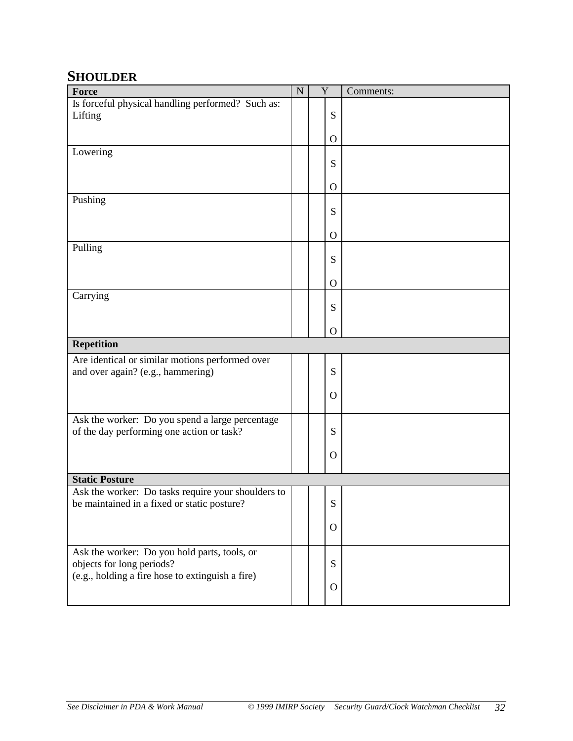## SHOULDER

| Force | N | Y | | Comments: |
|---|---|---|---|---|
| Is forceful physical handling performed? Such as: Lifting | | | S<br>O | |
| Lowering | | | S<br>O | |
| Pushing | | | S<br>O | |
| Pulling | | | S<br>O | |
| Carrying | | | S<br>O | |
| **Repetition** | | | | |
| Are identical or similar motions performed over and over again? (e.g., hammering) | | | S<br>O | |
| Ask the worker: Do you spend a large percentage of the day performing one action or task? | | | S<br>O | |
| **Static Posture** | | | | |
| Ask the worker: Do tasks require your shoulders to be maintained in a fixed or static posture? | | | S<br>O | |
| Ask the worker: Do you hold parts, tools, or objects for long periods?<br>(e.g., holding a fire hose to extinguish a fire) | | | S<br>O | |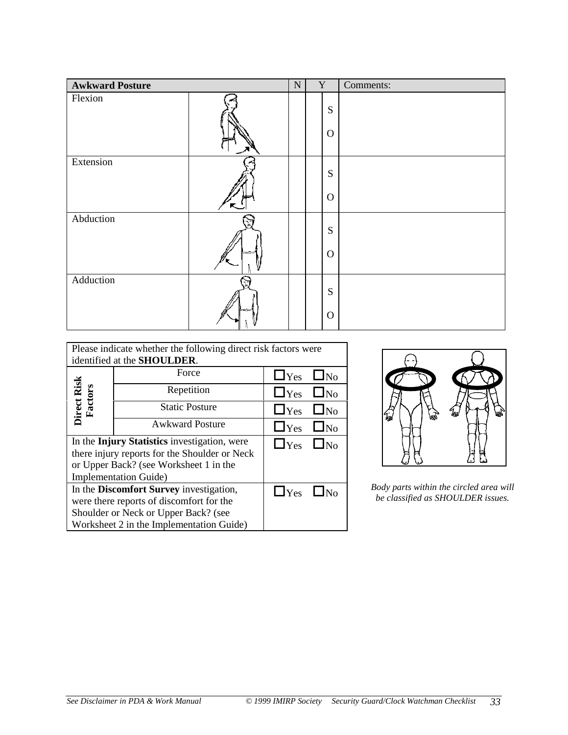| Awkward Posture | | N | Y | | Comments: |
|---|---|---|---|---|---|
| Flexion | | | | S<br>O | |
| Extension | | | | S<br>O | |
| Abduction | | | | S<br>O | |
| Adduction | | | | S<br>O | |

| Please indicate whether the following direct risk factors were identified at the **SHOULDER**. | | |
|---|---|---|
| **Direct Risk Factors** | Force | ☐Yes ☐No |
| | Repetition | ☐Yes ☐No |
| | Static Posture | ☐Yes ☐No |
| | Awkward Posture | ☐Yes ☐No |
| In the **Injury Statistics** investigation, were there injury reports for the Shoulder or Neck or Upper Back? (see Worksheet 1 in the Implementation Guide) | | ☐Yes ☐No |
| In the **Discomfort Survey** investigation, were there reports of discomfort for the Shoulder or Neck or Upper Back? (see Worksheet 2 in the Implementation Guide) | | ☐Yes ☐No |

*Body parts within the circled area will be classified as SHOULDER issues.*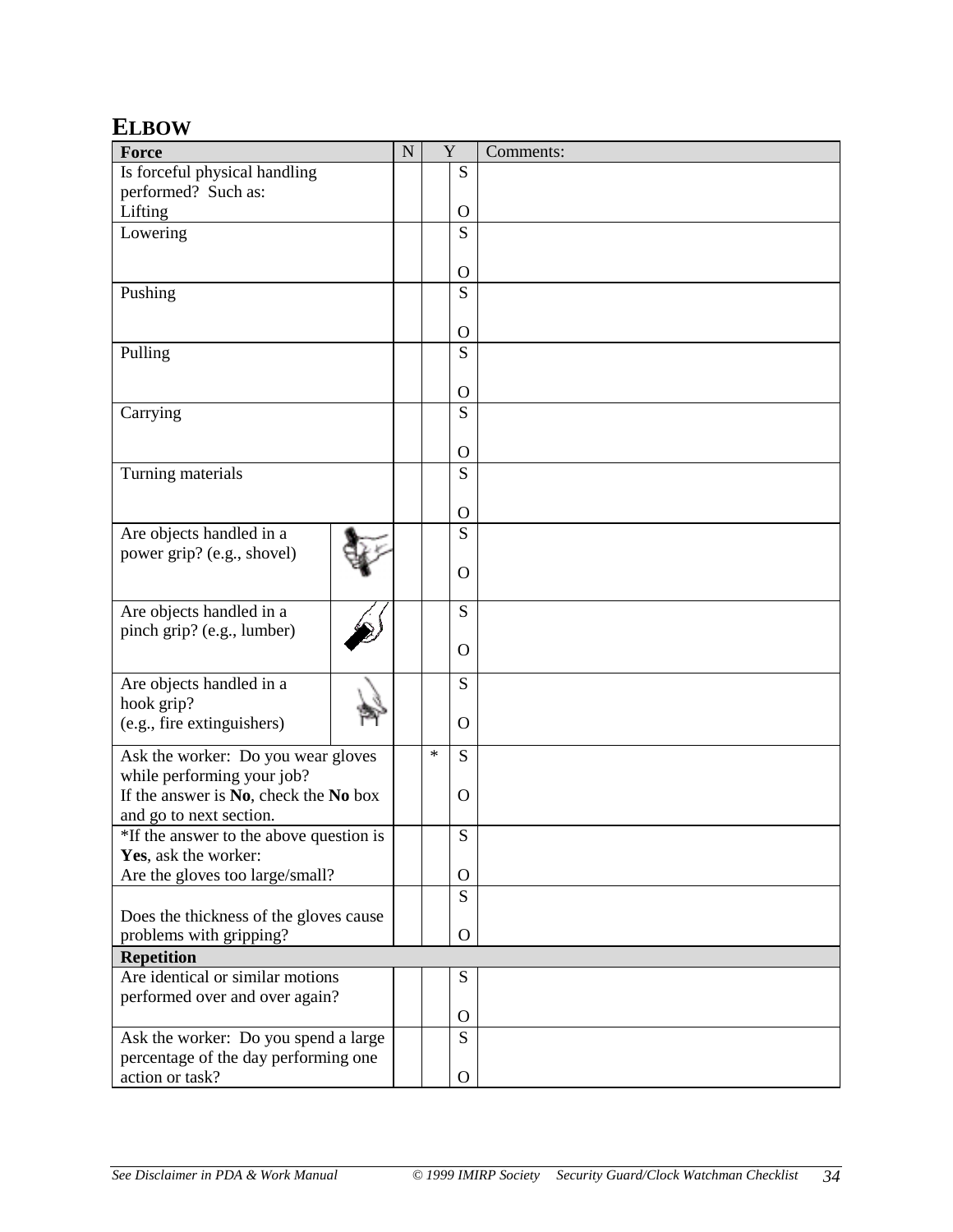# ELBOW

| **Force** | N | Y | | Comments: |
|---|---|---|---|---|
| Is forceful physical handling performed? Such as: Lifting | | | S<br><br>O | |
| Lowering | | | S<br><br>O | |
| Pushing | | | S<br><br>O | |
| Pulling | | | S<br><br>O | |
| Carrying | | | S<br><br>O | |
| Turning materials | | | S<br><br>O | |
| Are objects handled in a power grip? (e.g., shovel) | | | S<br><br>O | |
| Are objects handled in a pinch grip? (e.g., lumber) | | | S<br><br>O | |
| Are objects handled in a hook grip? (e.g., fire extinguishers) | | | S<br><br>O | |
| Ask the worker: Do you wear gloves while performing your job? If the answer is **No**, check the **No** box and go to next section. | | * | S<br><br>O | |
| *If the answer to the above question is **Yes**, ask the worker: Are the gloves too large/small? | | | S<br><br>O | |
| Does the thickness of the gloves cause problems with gripping? | | | S<br><br>O | |
| **Repetition** | | | | |
| Are identical or similar motions performed over and over again? | | | S<br><br>O | |
| Ask the worker: Do you spend a large percentage of the day performing one action or task? | | | S<br><br>O | |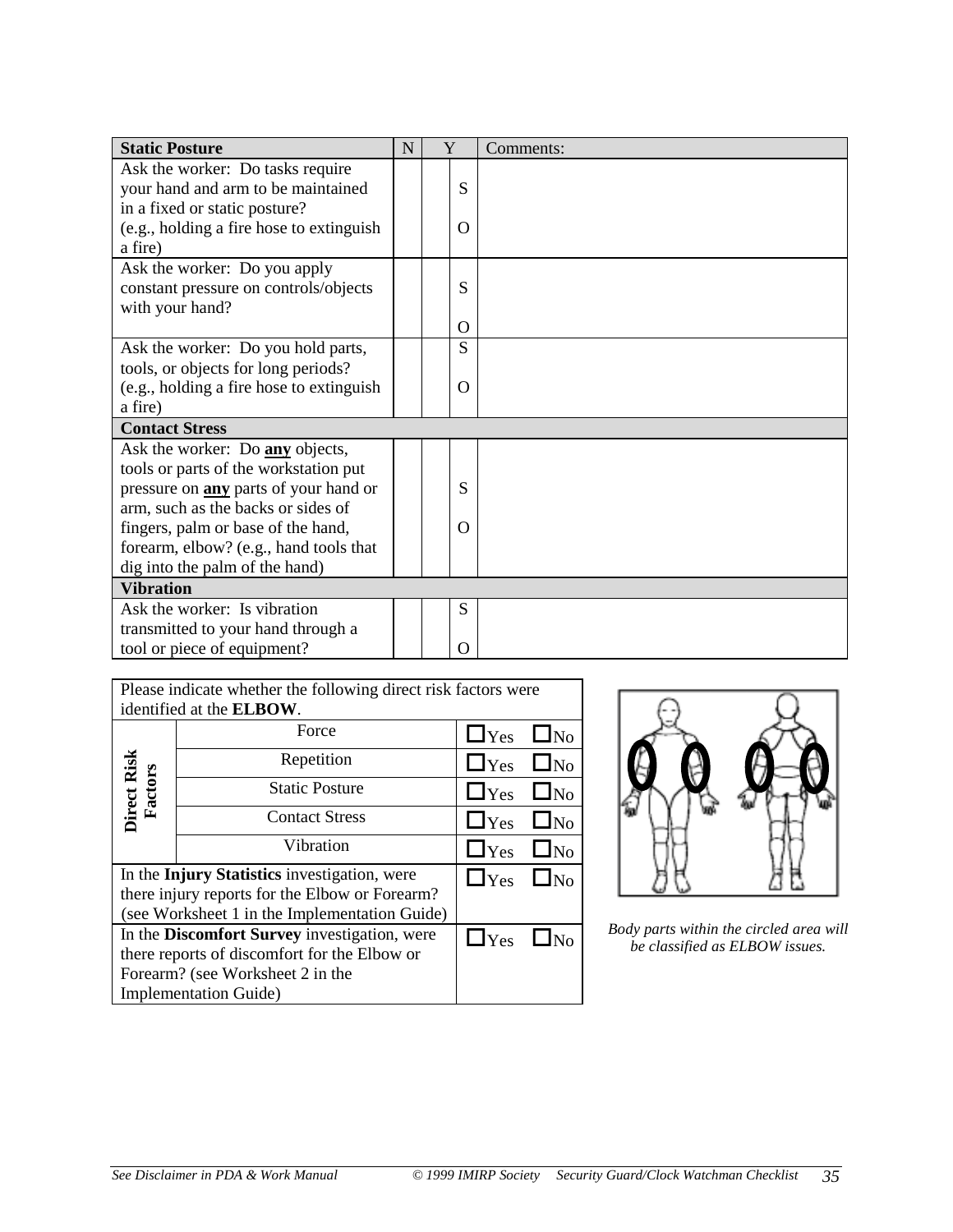| Static Posture | N | Y | | Comments: |
|---|---|---|---|---|
| Ask the worker: Do tasks require your hand and arm to be maintained in a fixed or static posture? (e.g., holding a fire hose to extinguish a fire) | | | S<br>O | |
| Ask the worker: Do you apply constant pressure on controls/objects with your hand? | | | S<br>O | |
| Ask the worker: Do you hold parts, tools, or objects for long periods? (e.g., holding a fire hose to extinguish a fire) | | | S<br>O | |
| **Contact Stress** | | | | |
| Ask the worker: Do **any** objects, tools or parts of the workstation put pressure on **any** parts of your hand or arm, such as the backs or sides of fingers, palm or base of the hand, forearm, elbow? (e.g., hand tools that dig into the palm of the hand) | | | S<br>O | |
| **Vibration** | | | | |
| Ask the worker: Is vibration transmitted to your hand through a tool or piece of equipment? | | | S<br>O | |

| Please indicate whether the following direct risk factors were identified at the **ELBOW**. | | |
|---|---|---|
| **Direct Risk Factors** | Force | ☐Yes ☐No |
| | Repetition | ☐Yes ☐No |
| | Static Posture | ☐Yes ☐No |
| | Contact Stress | ☐Yes ☐No |
| | Vibration | ☐Yes ☐No |
| In the **Injury Statistics** investigation, were there injury reports for the Elbow or Forearm? (see Worksheet 1 in the Implementation Guide) | | ☐Yes ☐No |
| In the **Discomfort Survey** investigation, were there reports of discomfort for the Elbow or Forearm? (see Worksheet 2 in the Implementation Guide) | | ☐Yes ☐No |

*Body parts within the circled area will be classified as ELBOW issues.*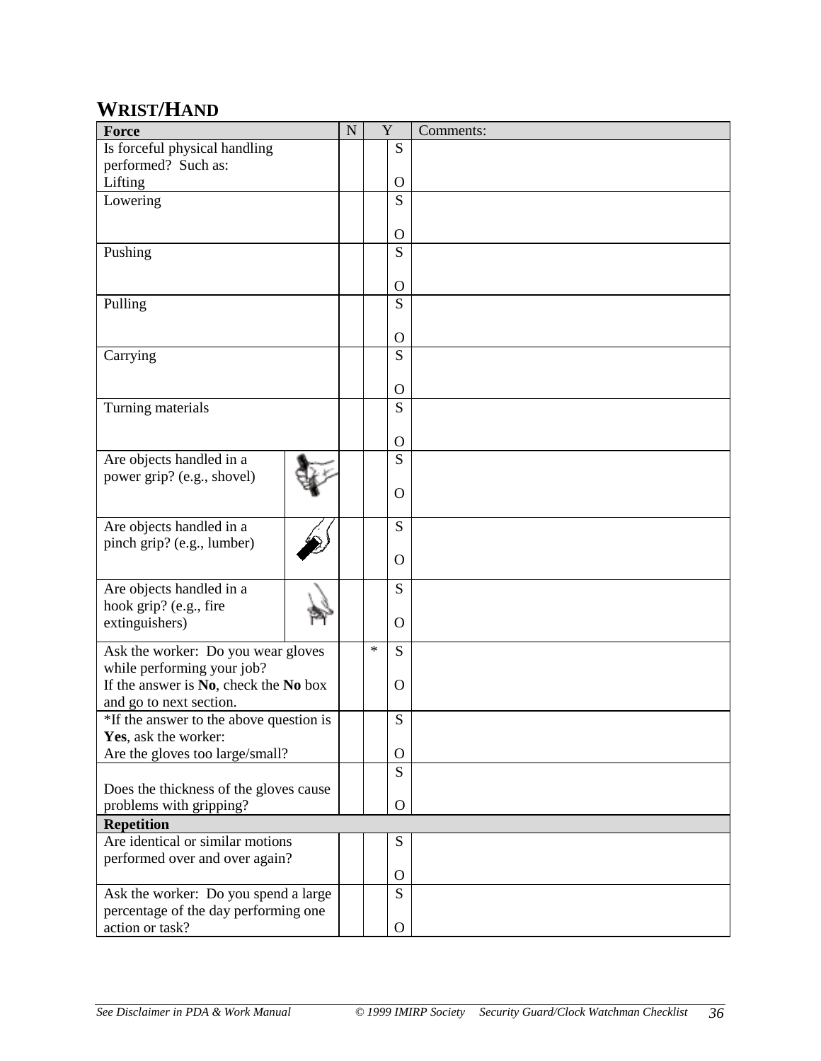## WRIST/HAND

| Force | N | Y | | Comments: |
|---|---|---|---|---|
| Is forceful physical handling performed? Such as: Lifting | | | S<br><br>O | |
| Lowering | | | S<br><br>O | |
| Pushing | | | S<br><br>O | |
| Pulling | | | S<br><br>O | |
| Carrying | | | S<br><br>O | |
| Turning materials | | | S<br><br>O | |
| Are objects handled in a power grip? (e.g., shovel) | | | S<br><br>O | |
| Are objects handled in a pinch grip? (e.g., lumber) | | | S<br><br>O | |
| Are objects handled in a hook grip? (e.g., fire extinguishers) | | | S<br><br>O | |
| Ask the worker: Do you wear gloves while performing your job?<br>If the answer is **No**, check the **No** box and go to next section. | | * | S<br><br>O | |
| *If the answer to the above question is **Yes**, ask the worker:<br>Are the gloves too large/small? | | | S<br><br>O | |
| Does the thickness of the gloves cause problems with gripping? | | | S<br><br>O | |
| **Repetition** | | | | |
| Are identical or similar motions performed over and over again? | | | S<br><br>O | |
| Ask the worker: Do you spend a large percentage of the day performing one action or task? | | | S<br><br>O | |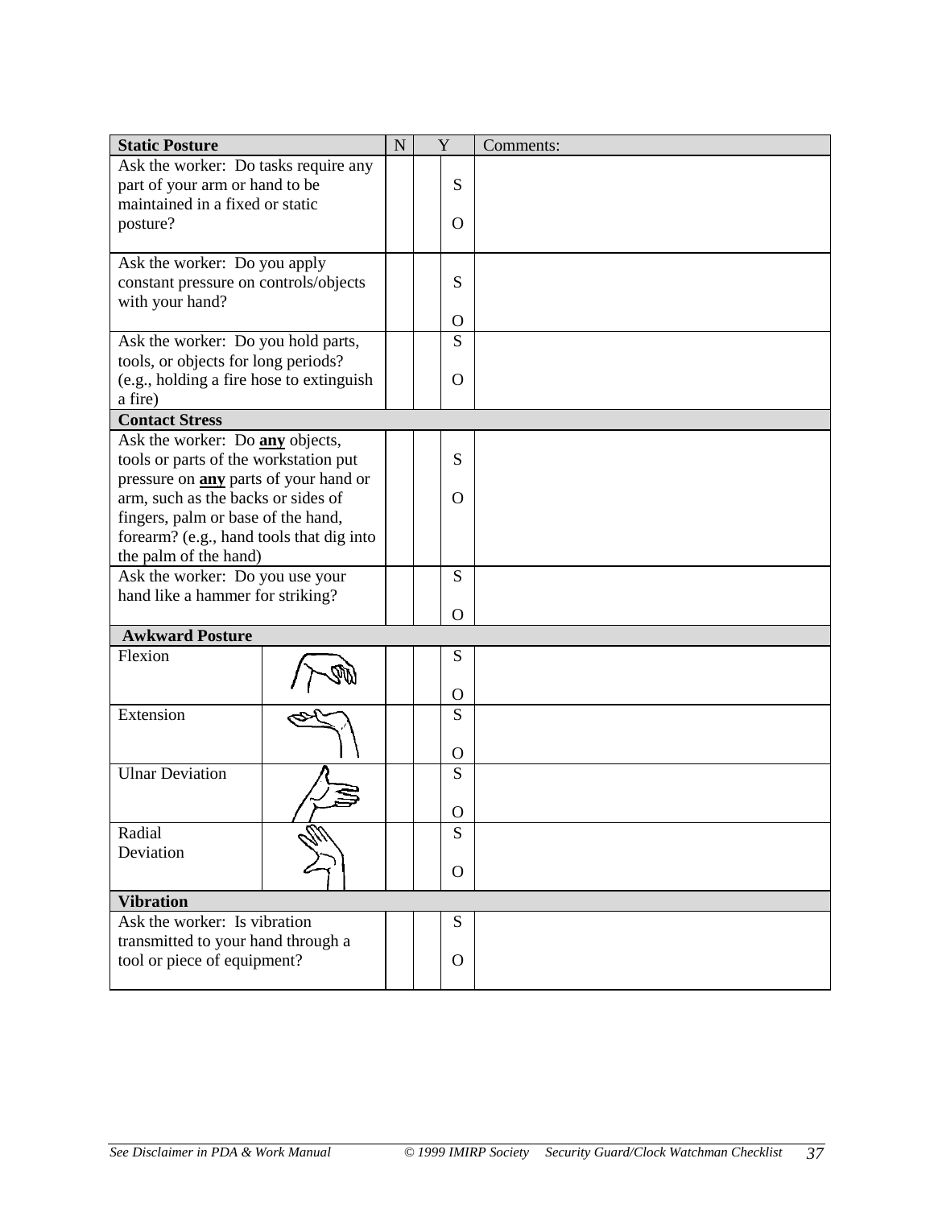| Static Posture | N | Y | | Comments: |
| --- | --- | --- | --- | --- |
| Ask the worker: Do tasks require any part of your arm or hand to be maintained in a fixed or static posture? | | | S<br><br>O | |
| Ask the worker: Do you apply constant pressure on controls/objects with your hand? | | | S<br><br>O | |
| Ask the worker: Do you hold parts, tools, or objects for long periods? (e.g., holding a fire hose to extinguish a fire) | | | S<br><br>O | |
| **Contact Stress** | | | | |
| Ask the worker: Do **any** objects, tools or parts of the workstation put pressure on **any** parts of your hand or arm, such as the backs or sides of fingers, palm or base of the hand, forearm? (e.g., hand tools that dig into the palm of the hand) | | | S<br><br>O | |
| Ask the worker: Do you use your hand like a hammer for striking? | | | S<br><br>O | |
| **Awkward Posture** | | | | |
| Flexion | | | S<br><br>O | |
| Extension | | | S<br><br>O | |
| Ulnar Deviation | | | S<br><br>O | |
| Radial Deviation | | | S<br><br>O | |
| **Vibration** | | | | |
| Ask the worker: Is vibration transmitted to your hand through a tool or piece of equipment? | | | S<br><br>O | |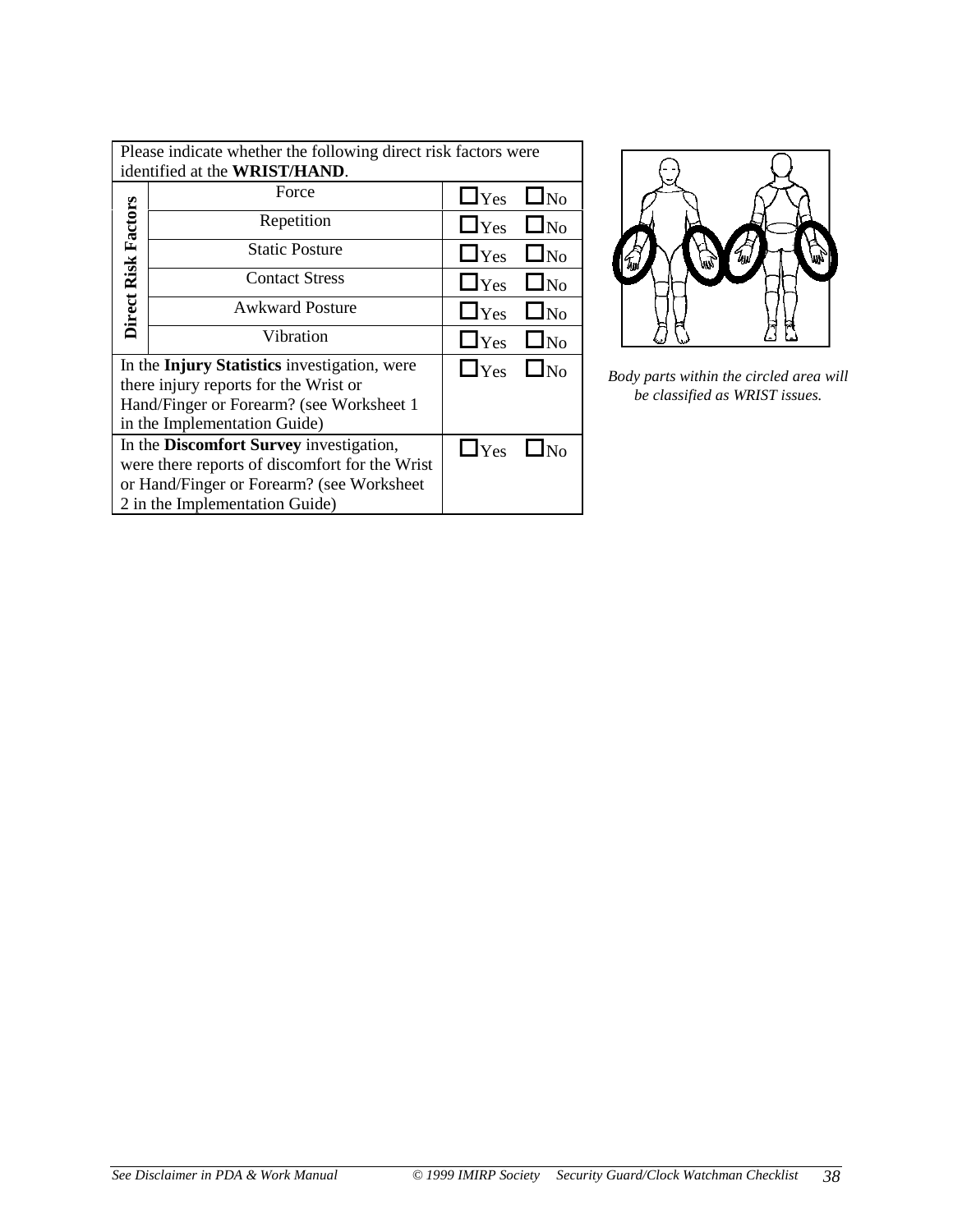| Please indicate whether the following direct risk factors were identified at the **WRIST/HAND**. | | |
|---|---|---|
| **Direct Risk Factors** | Force | ☐Yes ☐No |
| | Repetition | ☐Yes ☐No |
| | Static Posture | ☐Yes ☐No |
| | Contact Stress | ☐Yes ☐No |
| | Awkward Posture | ☐Yes ☐No |
| | Vibration | ☐Yes ☐No |
| In the **Injury Statistics** investigation, were there injury reports for the Wrist or Hand/Finger or Forearm? (see Worksheet 1 in the Implementation Guide) | | ☐Yes ☐No |
| In the **Discomfort Survey** investigation, were there reports of discomfort for the Wrist or Hand/Finger or Forearm? (see Worksheet 2 in the Implementation Guide) | | ☐Yes ☐No |

*Body parts within the circled area will be classified as WRIST issues.*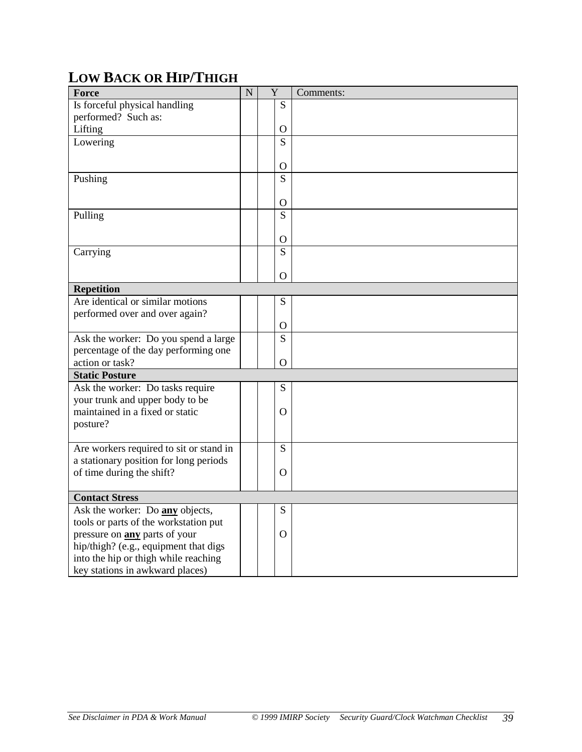## LOW BACK OR HIP/THIGH

| Force | N | Y | | Comments: |
|---|---|---|---|---|
| Is forceful physical handling performed? Such as: Lifting | | | S<br>O | |
| Lowering | | | S<br>O | |
| Pushing | | | S<br>O | |
| Pulling | | | S<br>O | |
| Carrying | | | S<br>O | |
| **Repetition** | | | | |
| Are identical or similar motions performed over and over again? | | | S<br>O | |
| Ask the worker: Do you spend a large percentage of the day performing one action or task? | | | S<br>O | |
| **Static Posture** | | | | |
| Ask the worker: Do tasks require your trunk and upper body to be maintained in a fixed or static posture? | | | S<br>O | |
| Are workers required to sit or stand in a stationary position for long periods of time during the shift? | | | S<br>O | |
| **Contact Stress** | | | | |
| Ask the worker: Do **any** objects, tools or parts of the workstation put pressure on **any** parts of your hip/thigh? (e.g., equipment that digs into the hip or thigh while reaching key stations in awkward places) | | | S<br>O | |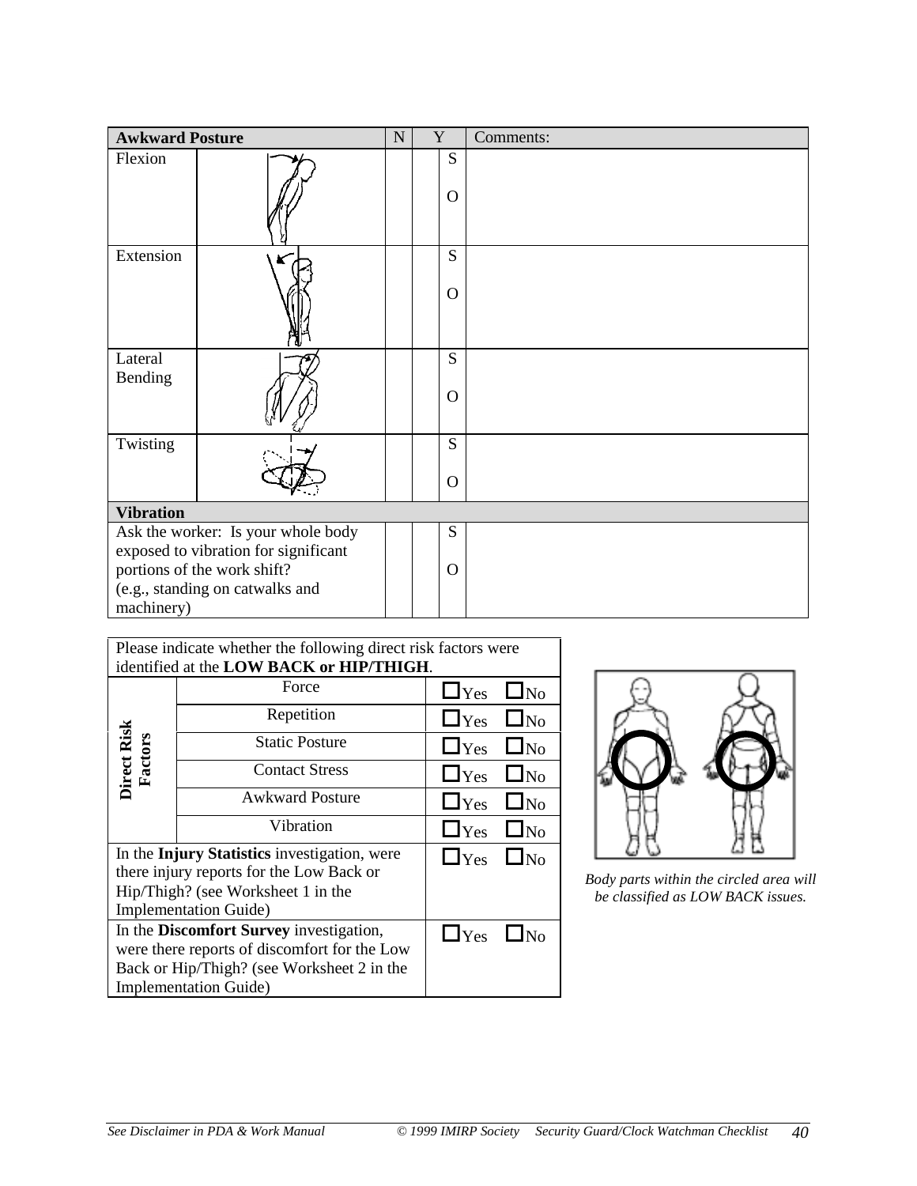| Awkward Posture | | N | Y | | Comments: |
|---|---|---|---|---|---|
| Flexion | | | | S<br><br>O | |
| Extension | | | | S<br><br>O | |
| Lateral Bending | | | | S<br><br>O | |
| Twisting | | | | S<br><br>O | |
| **Vibration** | | | | | |
| Ask the worker: Is your whole body exposed to vibration for significant portions of the work shift? (e.g., standing on catwalks and machinery) | | | | S<br><br>O | |

| Please indicate whether the following direct risk factors were identified at the **LOW BACK or HIP/THIGH**. | | |
|---|---|---|
| **Direct Risk Factors** | Force | ☐Yes ☐No |
| | Repetition | ☐Yes ☐No |
| | Static Posture | ☐Yes ☐No |
| | Contact Stress | ☐Yes ☐No |
| | Awkward Posture | ☐Yes ☐No |
| | Vibration | ☐Yes ☐No |
| In the **Injury Statistics** investigation, were there injury reports for the Low Back or Hip/Thigh? (see Worksheet 1 in the Implementation Guide) | | ☐Yes ☐No |
| In the **Discomfort Survey** investigation, were there reports of discomfort for the Low Back or Hip/Thigh? (see Worksheet 2 in the Implementation Guide) | | ☐Yes ☐No |

*Body parts within the circled area will be classified as LOW BACK issues.*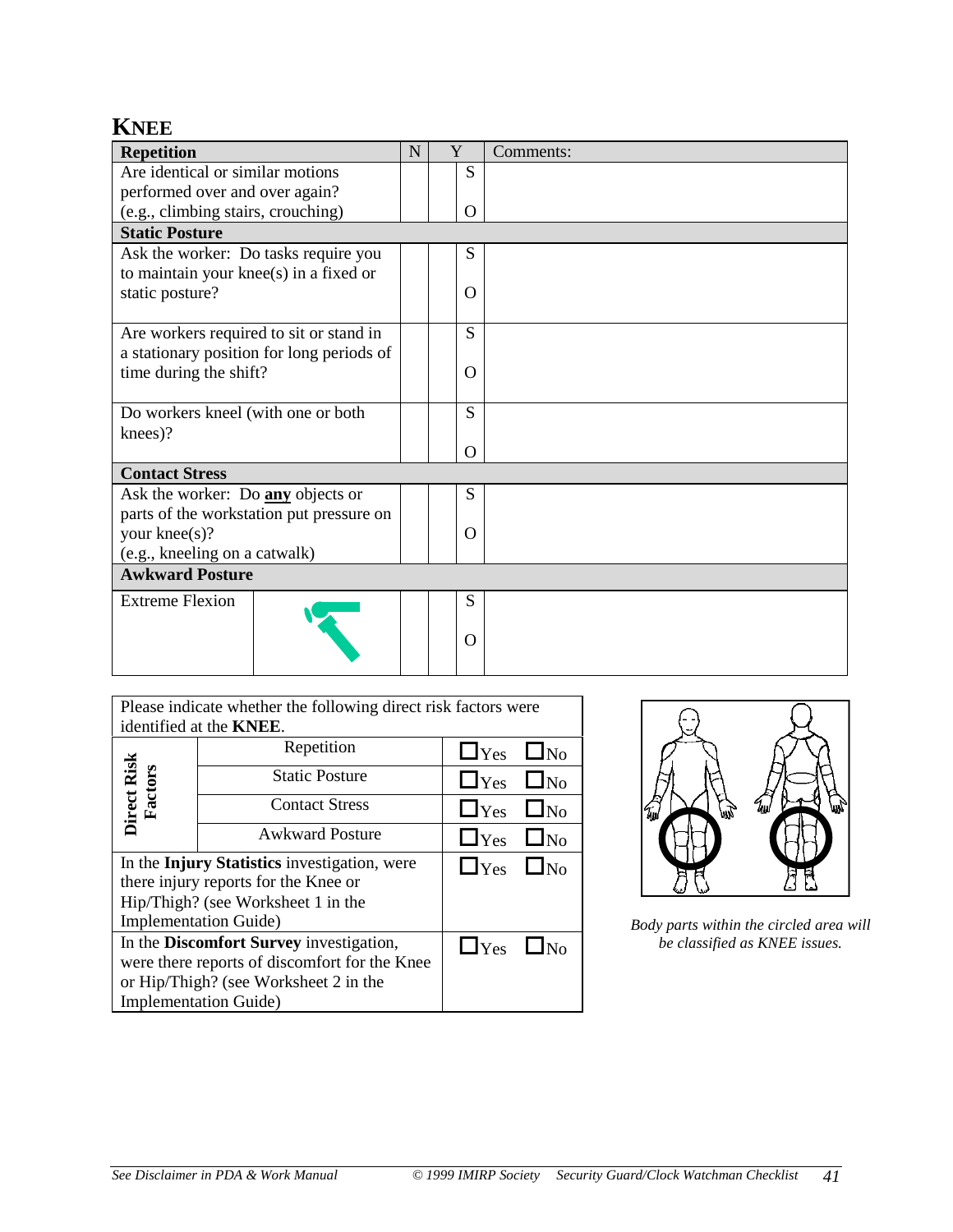# KNEE

| Repetition | N | Y | | Comments: |
|---|---|---|---|---|
| Are identical or similar motions performed over and over again? (e.g., climbing stairs, crouching) | | | S<br>O | |
| **Static Posture** | | | | |
| Ask the worker: Do tasks require you to maintain your knee(s) in a fixed or static posture? | | | S<br>O | |
| Are workers required to sit or stand in a stationary position for long periods of time during the shift? | | | S<br>O | |
| Do workers kneel (with one or both knees)? | | | S<br>O | |
| **Contact Stress** | | | | |
| Ask the worker: Do **any** objects or parts of the workstation put pressure on your knee(s)? (e.g., kneeling on a catwalk) | | | S<br>O | |
| **Awkward Posture** | | | | |
| Extreme Flexion | | | S<br>O | |

| Please indicate whether the following direct risk factors were identified at the **KNEE**. | | |
|---|---|---|
| **Direct Risk Factors** | Repetition | ☐Yes ☐No |
| | Static Posture | ☐Yes ☐No |
| | Contact Stress | ☐Yes ☐No |
| | Awkward Posture | ☐Yes ☐No |
| In the **Injury Statistics** investigation, were there injury reports for the Knee or Hip/Thigh? (see Worksheet 1 in the Implementation Guide) | | ☐Yes ☐No |
| In the **Discomfort Survey** investigation, were there reports of discomfort for the Knee or Hip/Thigh? (see Worksheet 2 in the Implementation Guide) | | ☐Yes ☐No |

*Body parts within the circled area will be classified as KNEE issues.*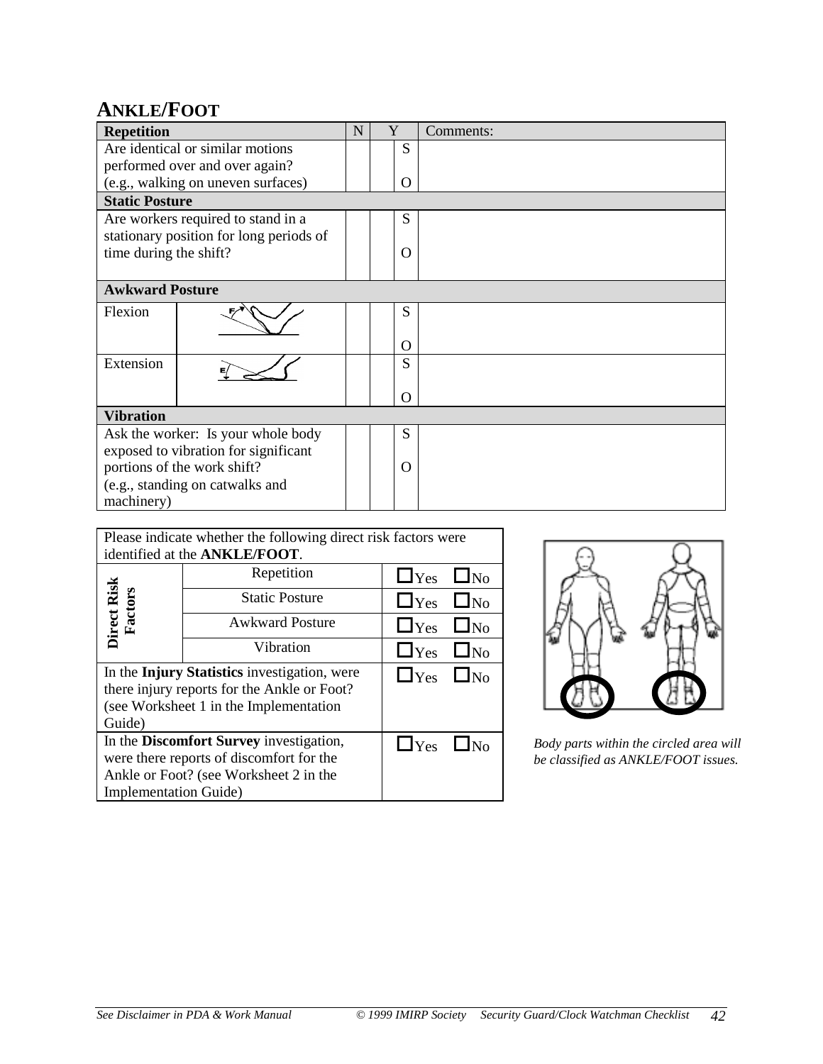## ANKLE/FOOT

| Repetition | | N | Y | | Comments: |
|---|---|---|---|---|---|
| Are identical or similar motions performed over and over again? (e.g., walking on uneven surfaces) | | | | S<br><br>O | |
| **Static Posture** | | | | | |
| Are workers required to stand in a stationary position for long periods of time during the shift? | | | | S<br><br>O | |
| **Awkward Posture** | | | | | |
| Flexion | | | | S<br><br>O | |
| Extension | | | | S<br><br>O | |
| **Vibration** | | | | | |
| Ask the worker: Is your whole body exposed to vibration for significant portions of the work shift? (e.g., standing on catwalks and machinery) | | | | S<br><br>O | |

| Please indicate whether the following direct risk factors were identified at the **ANKLE/FOOT**. | | |
|---|---|---|
| **Direct Risk Factors** | Repetition | ☐Yes ☐No |
| | Static Posture | ☐Yes ☐No |
| | Awkward Posture | ☐Yes ☐No |
| | Vibration | ☐Yes ☐No |
| In the **Injury Statistics** investigation, were there injury reports for the Ankle or Foot? (see Worksheet 1 in the Implementation Guide) | | ☐Yes ☐No |
| In the **Discomfort Survey** investigation, were there reports of discomfort for the Ankle or Foot? (see Worksheet 2 in the Implementation Guide) | | ☐Yes ☐No |

*Body parts within the circled area will be classified as ANKLE/FOOT issues.*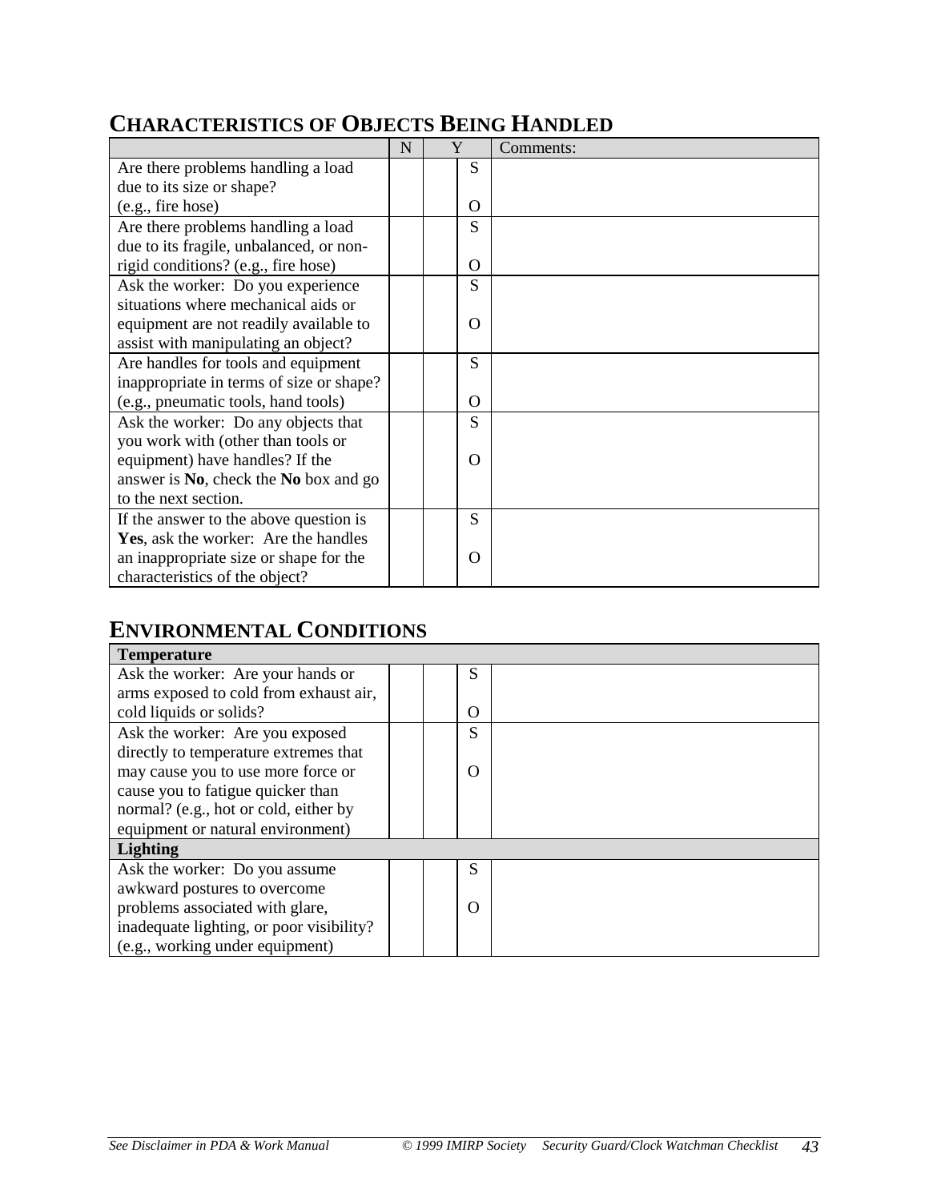## CHARACTERISTICS OF OBJECTS BEING HANDLED

| | N | Y | | Comments: |
|---|---|---|---|---|
| Are there problems handling a load due to its size or shape? (e.g., fire hose) | | | S O | |
| Are there problems handling a load due to its fragile, unbalanced, or non-rigid conditions? (e.g., fire hose) | | | S O | |
| Ask the worker: Do you experience situations where mechanical aids or equipment are not readily available to assist with manipulating an object? | | | S O | |
| Are handles for tools and equipment inappropriate in terms of size or shape? (e.g., pneumatic tools, hand tools) | | | S O | |
| Ask the worker: Do any objects that you work with (other than tools or equipment) have handles? If the answer is **No**, check the **No** box and go to the next section. | | | S O | |
| If the answer to the above question is **Yes**, ask the worker: Are the handles an inappropriate size or shape for the characteristics of the object? | | | S O | |

## ENVIRONMENTAL CONDITIONS

| **Temperature** | | | | |
|---|---|---|---|---|
| Ask the worker: Are your hands or arms exposed to cold from exhaust air, cold liquids or solids? | | | S O | |
| Ask the worker: Are you exposed directly to temperature extremes that may cause you to use more force or cause you to fatigue quicker than normal? (e.g., hot or cold, either by equipment or natural environment) | | | S O | |
| **Lighting** | | | | |
| Ask the worker: Do you assume awkward postures to overcome problems associated with glare, inadequate lighting, or poor visibility? (e.g., working under equipment) | | | S O | |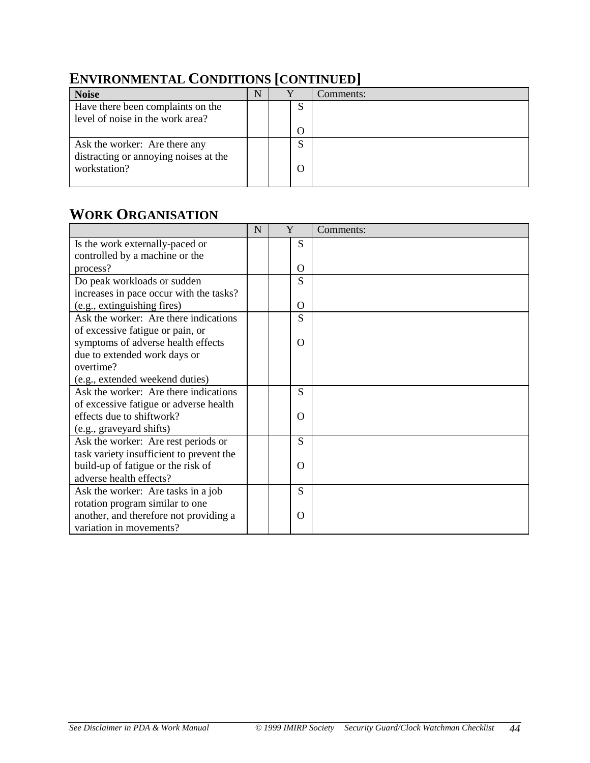## ENVIRONMENTAL CONDITIONS [CONTINUED]

| **Noise** | N | Y | | Comments: |
|---|---|---|---|---|
| Have there been complaints on the level of noise in the work area? | | | S<br><br>O | |
| Ask the worker: Are there any distracting or annoying noises at the workstation? | | | S<br><br>O | |

## WORK ORGANISATION

| | N | Y | | Comments: |
|---|---|---|---|---|
| Is the work externally-paced or controlled by a machine or the process? | | | S<br><br>O | |
| Do peak workloads or sudden increases in pace occur with the tasks? (e.g., extinguishing fires) | | | S<br><br>O | |
| Ask the worker: Are there indications of excessive fatigue or pain, or symptoms of adverse health effects due to extended work days or overtime? (e.g., extended weekend duties) | | | S<br><br>O | |
| Ask the worker: Are there indications of excessive fatigue or adverse health effects due to shiftwork? (e.g., graveyard shifts) | | | S<br><br>O | |
| Ask the worker: Are rest periods or task variety insufficient to prevent the build-up of fatigue or the risk of adverse health effects? | | | S<br><br>O | |
| Ask the worker: Are tasks in a job rotation program similar to one another, and therefore not providing a variation in movements? | | | S<br><br>O | |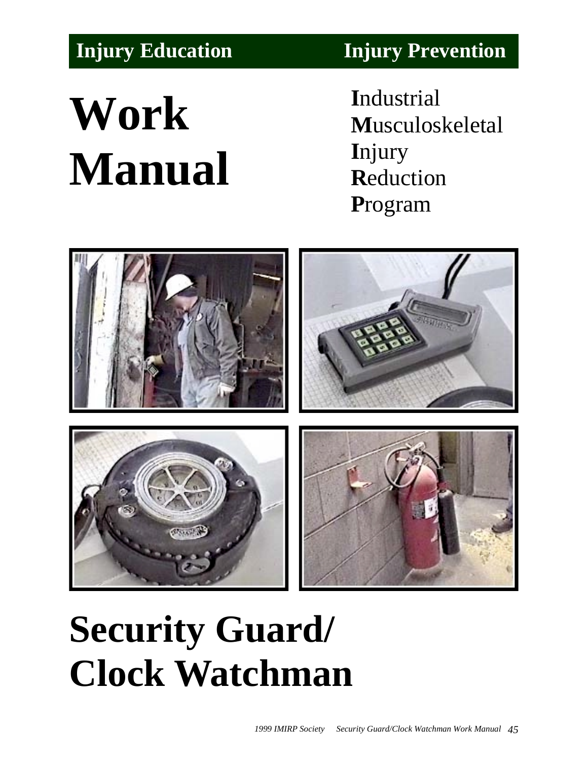**Injury Education** **Injury Prevention**

# Work Manual

**I**ndustrial
**M**usculoskeletal
**I**njury
**R**eduction
**P**rogram

# Security Guard/ Clock Watchman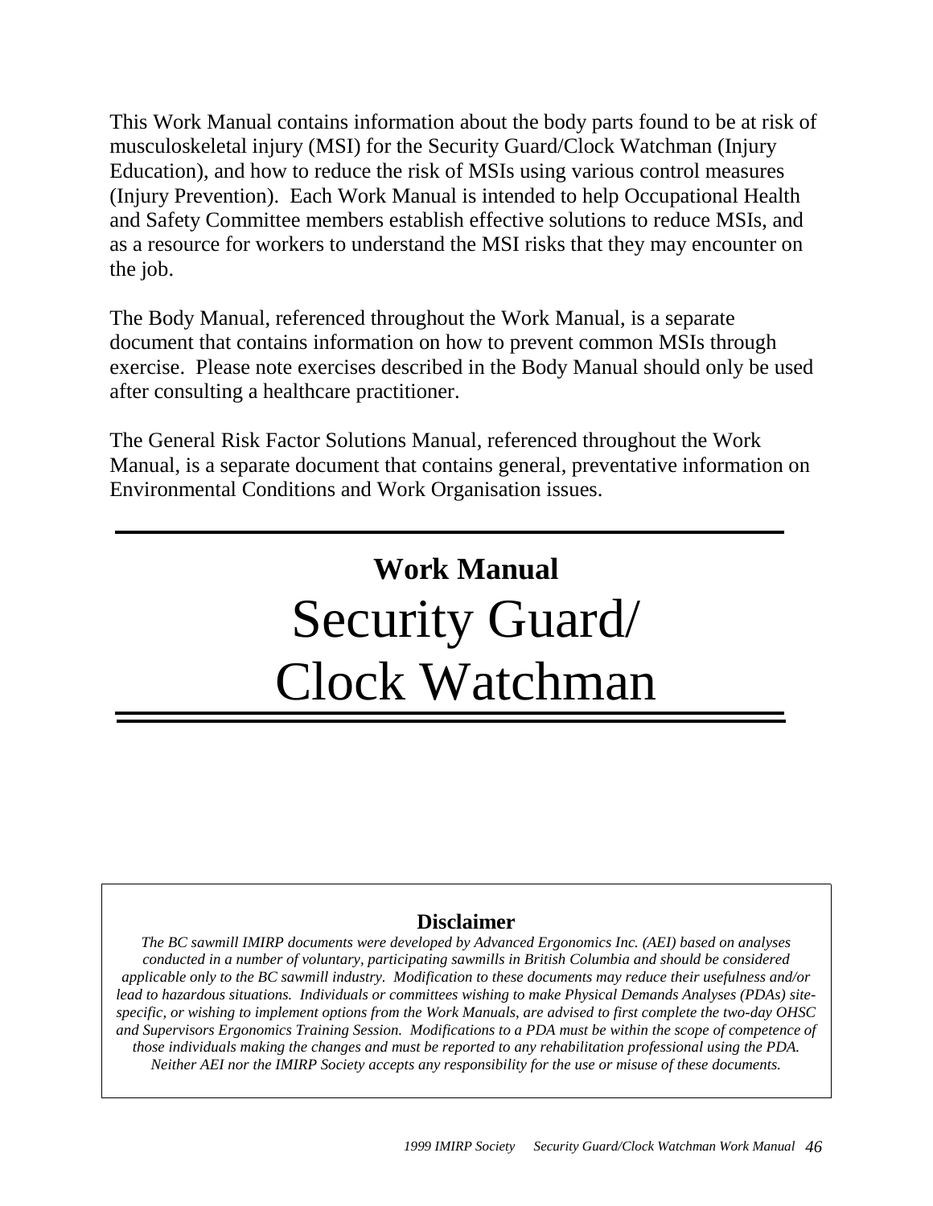This Work Manual contains information about the body parts found to be at risk of musculoskeletal injury (MSI) for the Security Guard/Clock Watchman (Injury Education), and how to reduce the risk of MSIs using various control measures (Injury Prevention). Each Work Manual is intended to help Occupational Health and Safety Committee members establish effective solutions to reduce MSIs, and as a resource for workers to understand the MSI risks that they may encounter on the job.

The Body Manual, referenced throughout the Work Manual, is a separate document that contains information on how to prevent common MSIs through exercise. Please note exercises described in the Body Manual should only be used after consulting a healthcare practitioner.

The General Risk Factor Solutions Manual, referenced throughout the Work Manual, is a separate document that contains general, preventative information on Environmental Conditions and Work Organisation issues.

---

**Work Manual**

# Security Guard/ Clock Watchman

---

**Disclaimer**

*The BC sawmill IMIRP documents were developed by Advanced Ergonomics Inc. (AEI) based on analyses conducted in a number of voluntary, participating sawmills in British Columbia and should be considered applicable only to the BC sawmill industry. Modification to these documents may reduce their usefulness and/or lead to hazardous situations. Individuals or committees wishing to make Physical Demands Analyses (PDAs) site-specific, or wishing to implement options from the Work Manuals, are advised to first complete the two-day OHSC and Supervisors Ergonomics Training Session. Modifications to a PDA must be within the scope of competence of those individuals making the changes and must be reported to any rehabilitation professional using the PDA. Neither AEI nor the IMIRP Society accepts any responsibility for the use or misuse of these documents.*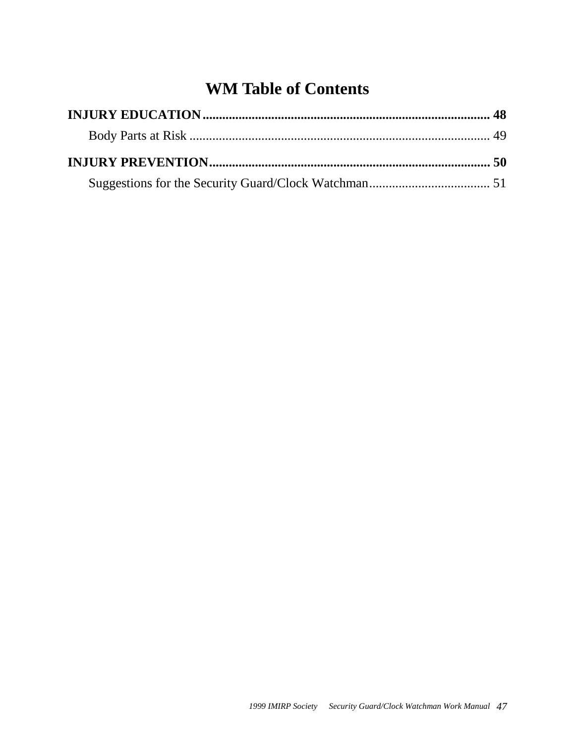# WM Table of Contents

**INJURY EDUCATION........................................................................................ 48**

Body Parts at Risk ........................................................................................... 49

**INJURY PREVENTION...................................................................................... 50**

Suggestions for the Security Guard/Clock Watchman..................................... 51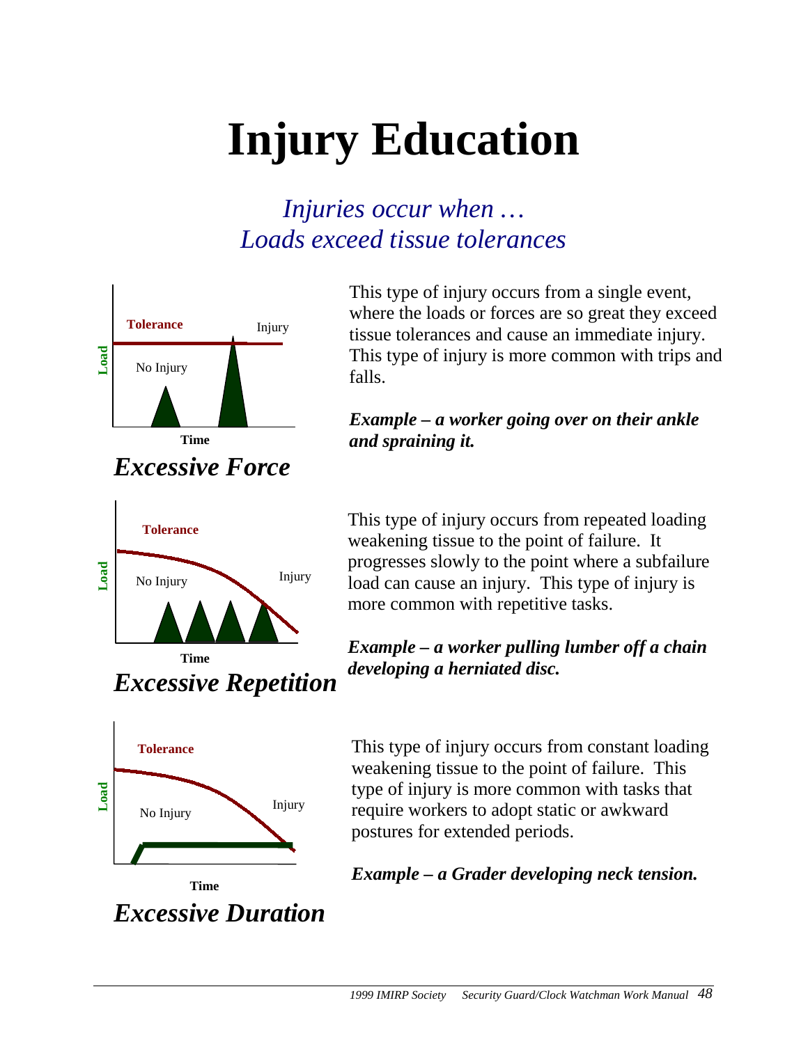# Injury Education

*Injuries occur when …*
*Loads exceed tissue tolerances*

Tolerance

Injury

Load

No Injury

Time

## *Excessive Force*

This type of injury occurs from a single event, where the loads or forces are so great they exceed tissue tolerances and cause an immediate injury. This type of injury is more common with trips and falls.

***Example – a worker going over on their ankle and spraining it.***

Tolerance

Load

No Injury

Injury

Time

## *Excessive Repetition*

This type of injury occurs from repeated loading weakening tissue to the point of failure. It progresses slowly to the point where a subfailure load can cause an injury. This type of injury is more common with repetitive tasks.

***Example – a worker pulling lumber off a chain developing a herniated disc.***

Tolerance

Load

No Injury

Injury

Time

## *Excessive Duration*

This type of injury occurs from constant loading weakening tissue to the point of failure. This type of injury is more common with tasks that require workers to adopt static or awkward postures for extended periods.

***Example – a Grader developing neck tension.***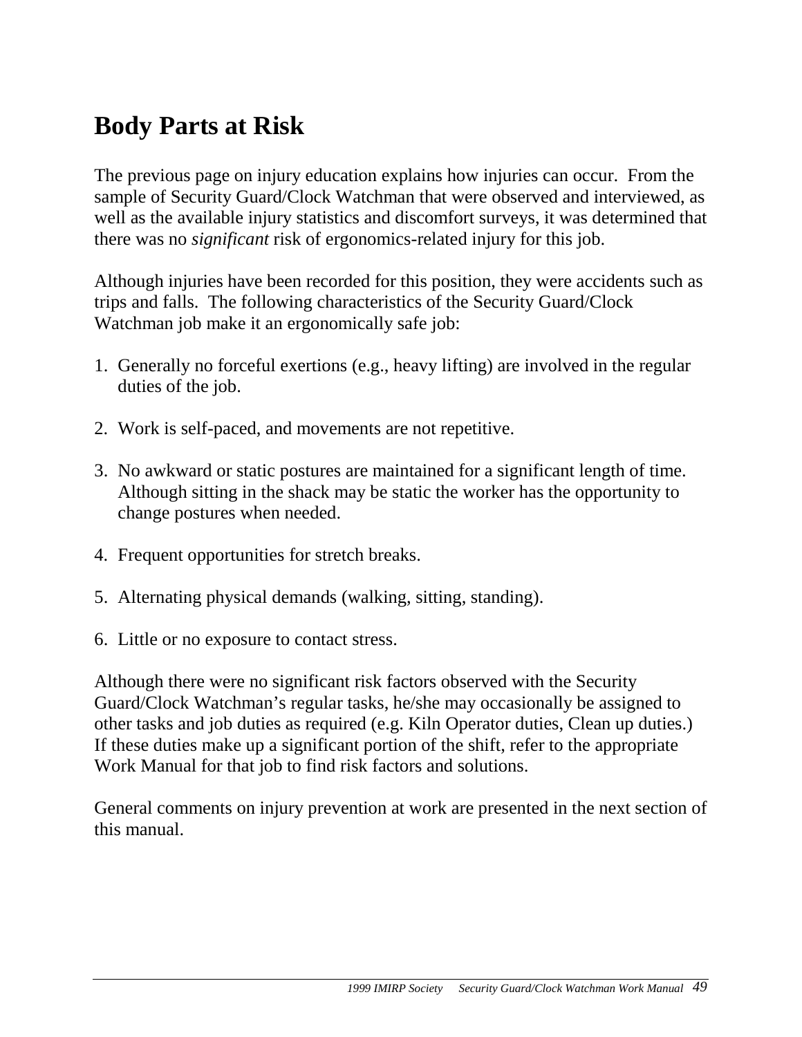# Body Parts at Risk

The previous page on injury education explains how injuries can occur. From the sample of Security Guard/Clock Watchman that were observed and interviewed, as well as the available injury statistics and discomfort surveys, it was determined that there was no *significant* risk of ergonomics-related injury for this job.

Although injuries have been recorded for this position, they were accidents such as trips and falls. The following characteristics of the Security Guard/Clock Watchman job make it an ergonomically safe job:

1. Generally no forceful exertions (e.g., heavy lifting) are involved in the regular duties of the job.

2. Work is self-paced, and movements are not repetitive.

3. No awkward or static postures are maintained for a significant length of time. Although sitting in the shack may be static the worker has the opportunity to change postures when needed.

4. Frequent opportunities for stretch breaks.

5. Alternating physical demands (walking, sitting, standing).

6. Little or no exposure to contact stress.

Although there were no significant risk factors observed with the Security Guard/Clock Watchman's regular tasks, he/she may occasionally be assigned to other tasks and job duties as required (e.g. Kiln Operator duties, Clean up duties.) If these duties make up a significant portion of the shift, refer to the appropriate Work Manual for that job to find risk factors and solutions.

General comments on injury prevention at work are presented in the next section of this manual.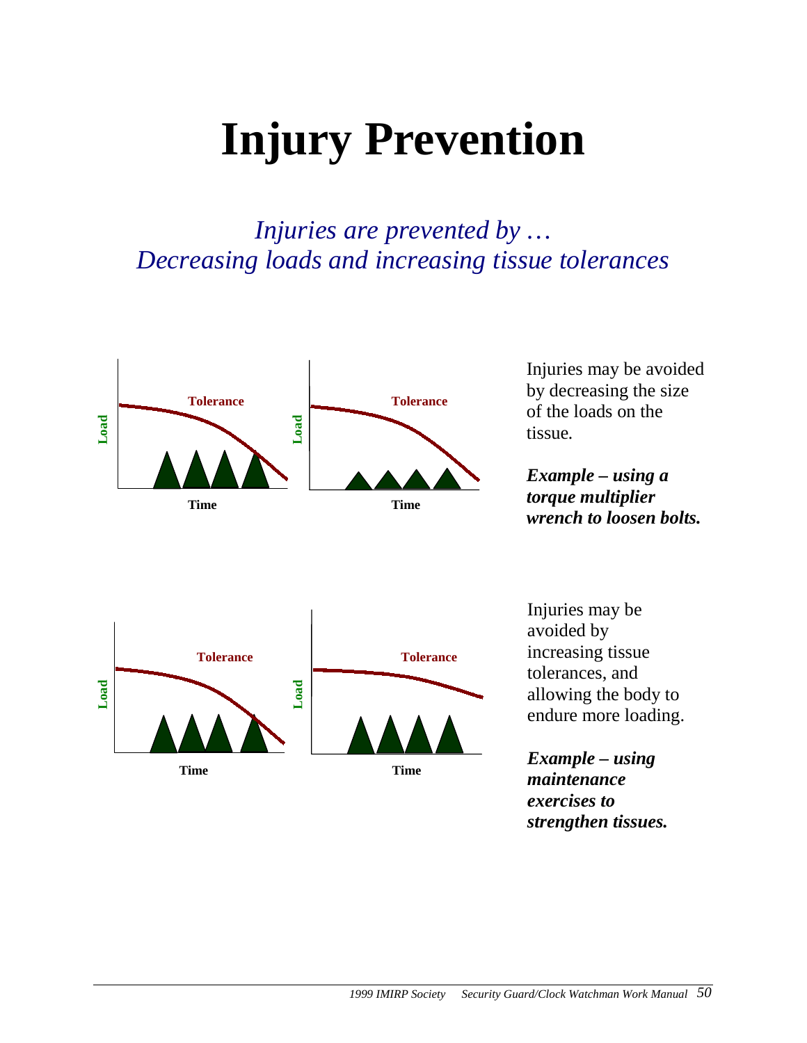# Injury Prevention

*Injuries are prevented by …*
*Decreasing loads and increasing tissue tolerances*

Injuries may be avoided by decreasing the size of the loads on the tissue.

***Example – using a torque multiplier wrench to loosen bolts.***

Injuries may be avoided by increasing tissue tolerances, and allowing the body to endure more loading.

***Example – using maintenance exercises to strengthen tissues.***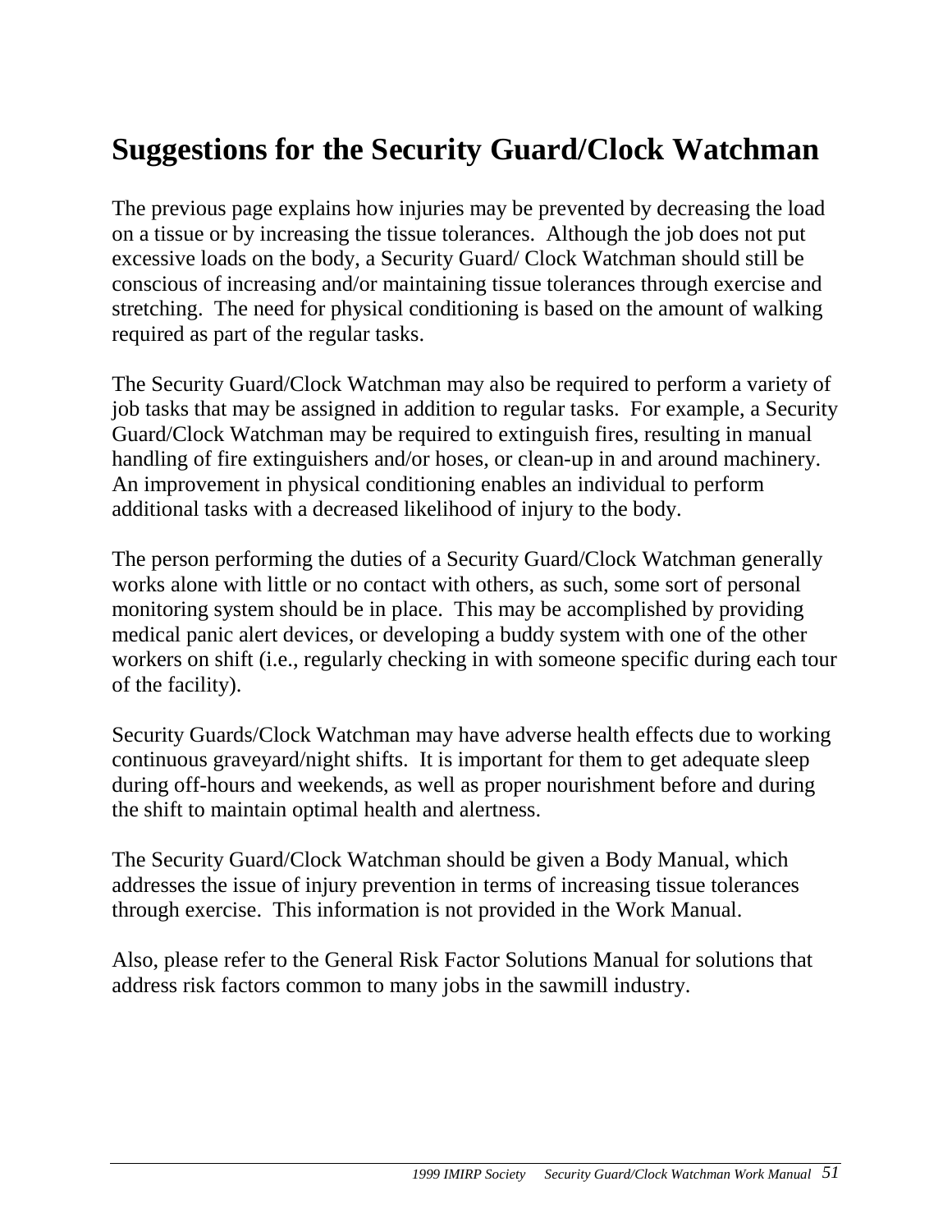# Suggestions for the Security Guard/Clock Watchman

The previous page explains how injuries may be prevented by decreasing the load on a tissue or by increasing the tissue tolerances. Although the job does not put excessive loads on the body, a Security Guard/ Clock Watchman should still be conscious of increasing and/or maintaining tissue tolerances through exercise and stretching. The need for physical conditioning is based on the amount of walking required as part of the regular tasks.

The Security Guard/Clock Watchman may also be required to perform a variety of job tasks that may be assigned in addition to regular tasks. For example, a Security Guard/Clock Watchman may be required to extinguish fires, resulting in manual handling of fire extinguishers and/or hoses, or clean-up in and around machinery. An improvement in physical conditioning enables an individual to perform additional tasks with a decreased likelihood of injury to the body.

The person performing the duties of a Security Guard/Clock Watchman generally works alone with little or no contact with others, as such, some sort of personal monitoring system should be in place. This may be accomplished by providing medical panic alert devices, or developing a buddy system with one of the other workers on shift (i.e., regularly checking in with someone specific during each tour of the facility).

Security Guards/Clock Watchman may have adverse health effects due to working continuous graveyard/night shifts. It is important for them to get adequate sleep during off-hours and weekends, as well as proper nourishment before and during the shift to maintain optimal health and alertness.

The Security Guard/Clock Watchman should be given a Body Manual, which addresses the issue of injury prevention in terms of increasing tissue tolerances through exercise. This information is not provided in the Work Manual.

Also, please refer to the General Risk Factor Solutions Manual for solutions that address risk factors common to many jobs in the sawmill industry.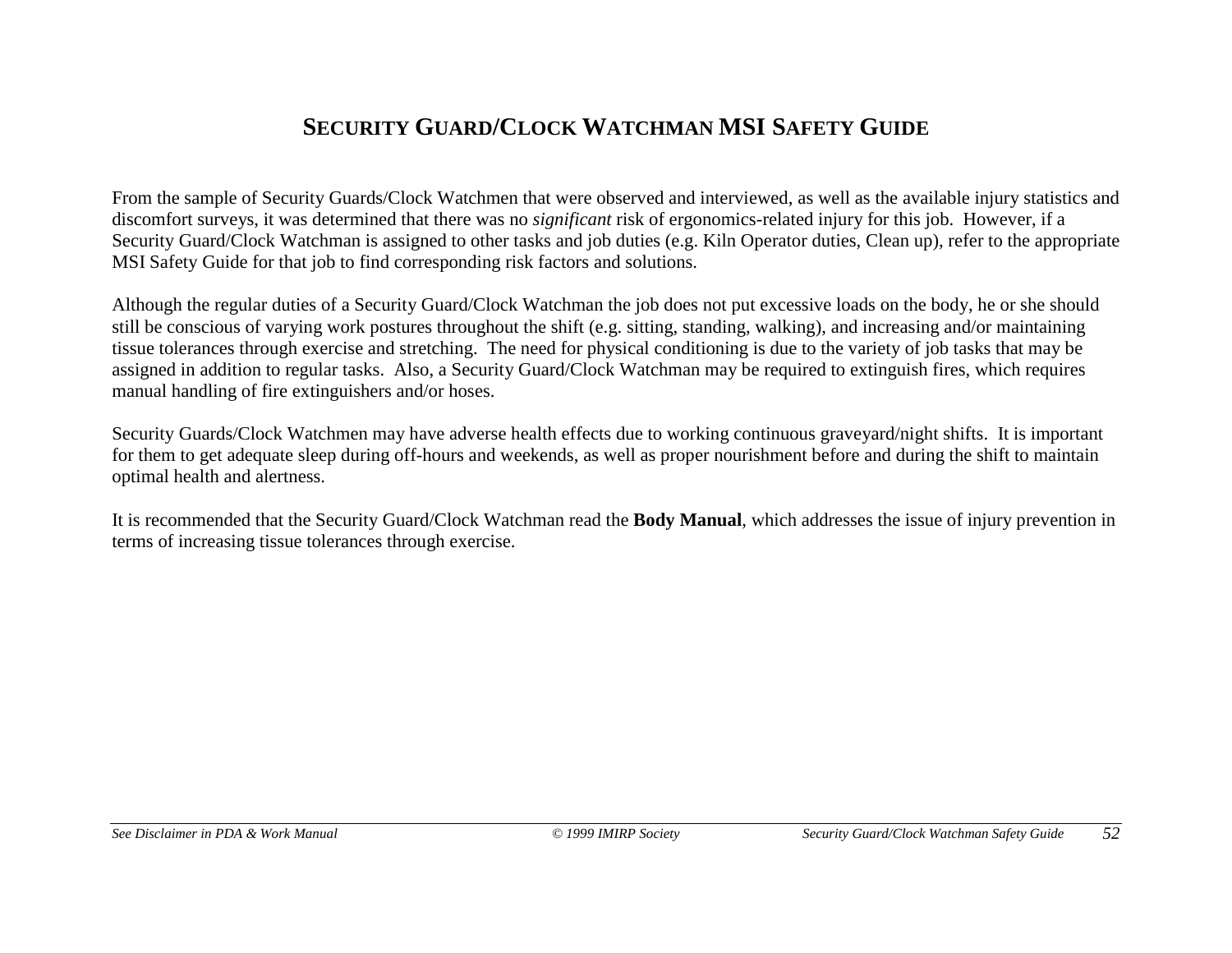# SECURITY GUARD/CLOCK WATCHMAN MSI SAFETY GUIDE

From the sample of Security Guards/Clock Watchmen that were observed and interviewed, as well as the available injury statistics and discomfort surveys, it was determined that there was no *significant* risk of ergonomics-related injury for this job. However, if a Security Guard/Clock Watchman is assigned to other tasks and job duties (e.g. Kiln Operator duties, Clean up), refer to the appropriate MSI Safety Guide for that job to find corresponding risk factors and solutions.

Although the regular duties of a Security Guard/Clock Watchman the job does not put excessive loads on the body, he or she should still be conscious of varying work postures throughout the shift (e.g. sitting, standing, walking), and increasing and/or maintaining tissue tolerances through exercise and stretching. The need for physical conditioning is due to the variety of job tasks that may be assigned in addition to regular tasks. Also, a Security Guard/Clock Watchman may be required to extinguish fires, which requires manual handling of fire extinguishers and/or hoses.

Security Guards/Clock Watchmen may have adverse health effects due to working continuous graveyard/night shifts. It is important for them to get adequate sleep during off-hours and weekends, as well as proper nourishment before and during the shift to maintain optimal health and alertness.

It is recommended that the Security Guard/Clock Watchman read the **Body Manual**, which addresses the issue of injury prevention in terms of increasing tissue tolerances through exercise.